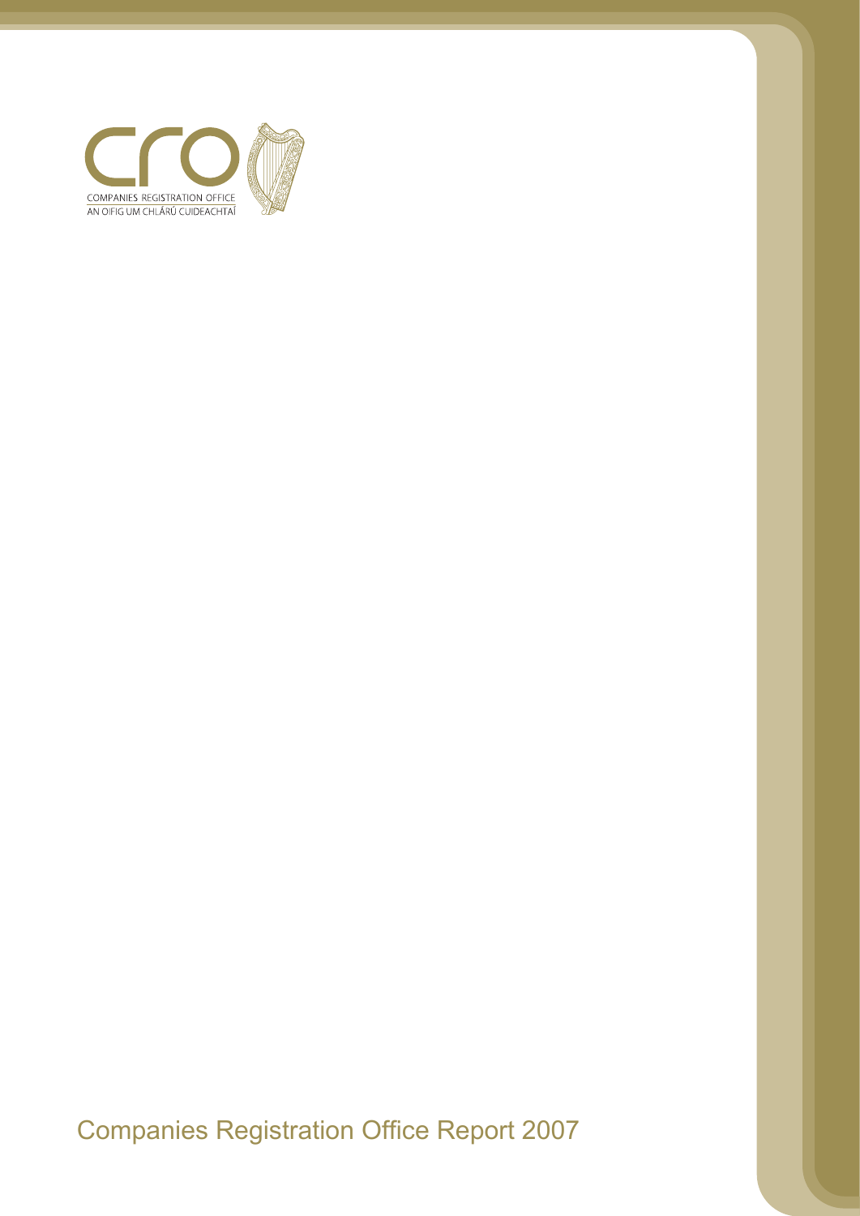COMPANIES REGISTRATION OFFICE
AN OIFIG UM CHLÁRÚ CUIDEACHTAÍ

# Companies Registration Office Report 2007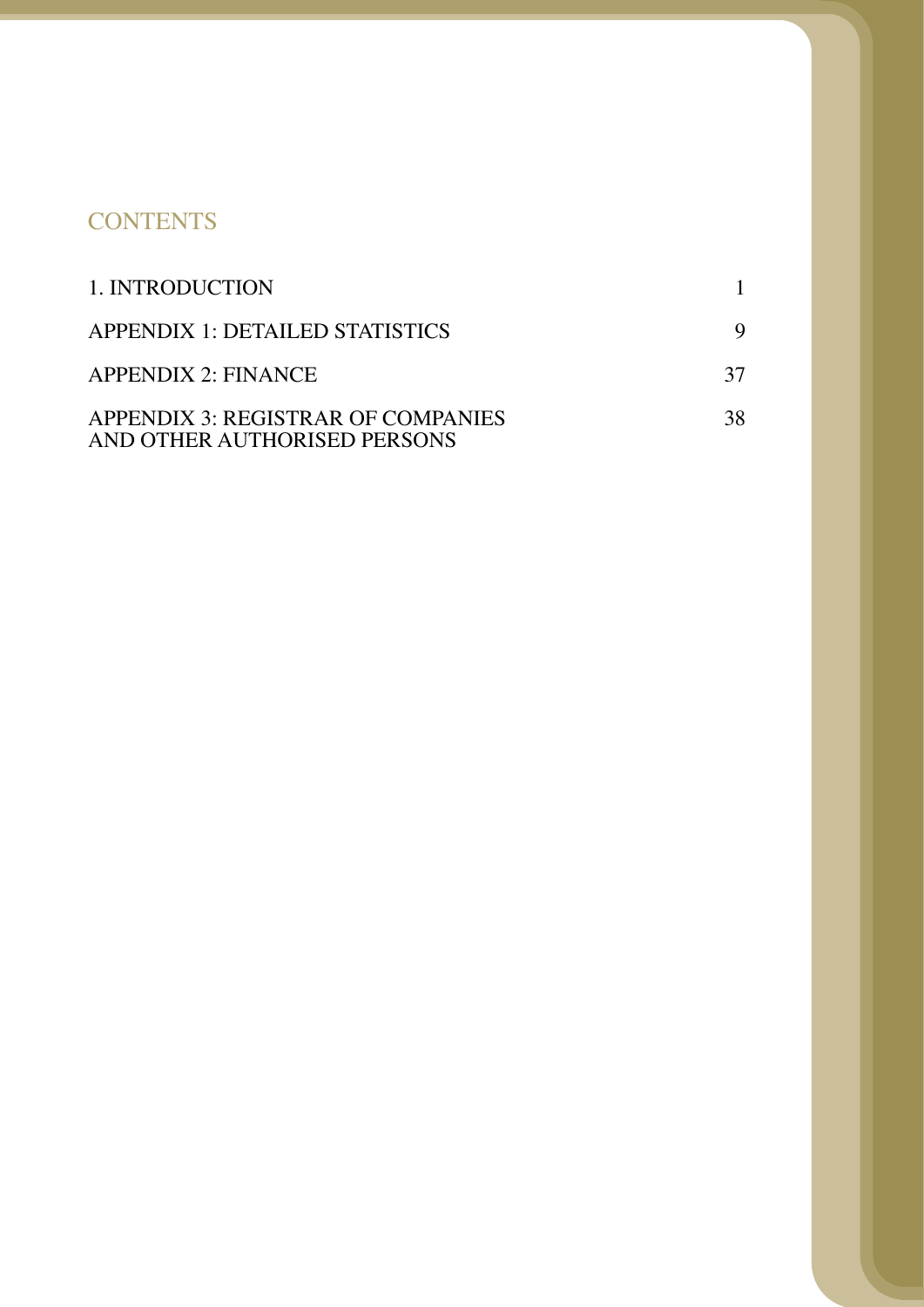# CONTENTS

| | |
|---|---|
| 1. INTRODUCTION | 1 |
| APPENDIX 1: DETAILED STATISTICS | 9 |
| APPENDIX 2: FINANCE | 37 |
| APPENDIX 3: REGISTRAR OF COMPANIES AND OTHER AUTHORISED PERSONS | 38 |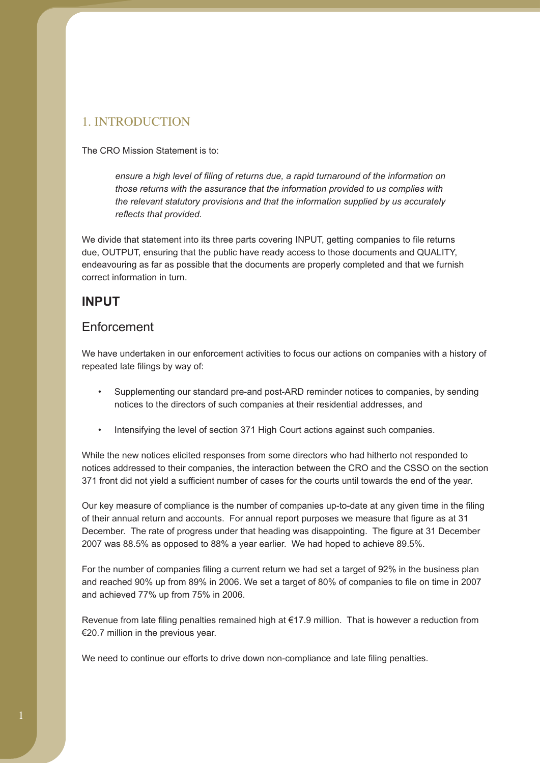# 1. INTRODUCTION

The CRO Mission Statement is to:

> *ensure a high level of filing of returns due, a rapid turnaround of the information on those returns with the assurance that the information provided to us complies with the relevant statutory provisions and that the information supplied by us accurately reflects that provided.*

We divide that statement into its three parts covering INPUT, getting companies to file returns due, OUTPUT, ensuring that the public have ready access to those documents and QUALITY, endeavouring as far as possible that the documents are properly completed and that we furnish correct information in turn.

## INPUT

### Enforcement

We have undertaken in our enforcement activities to focus our actions on companies with a history of repeated late filings by way of:

- Supplementing our standard pre-and post-ARD reminder notices to companies, by sending notices to the directors of such companies at their residential addresses, and
- Intensifying the level of section 371 High Court actions against such companies.

While the new notices elicited responses from some directors who had hitherto not responded to notices addressed to their companies, the interaction between the CRO and the CSSO on the section 371 front did not yield a sufficient number of cases for the courts until towards the end of the year.

Our key measure of compliance is the number of companies up-to-date at any given time in the filing of their annual return and accounts. For annual report purposes we measure that figure as at 31 December. The rate of progress under that heading was disappointing. The figure at 31 December 2007 was 88.5% as opposed to 88% a year earlier. We had hoped to achieve 89.5%.

For the number of companies filing a current return we had set a target of 92% in the business plan and reached 90% up from 89% in 2006. We set a target of 80% of companies to file on time in 2007 and achieved 77% up from 75% in 2006.

Revenue from late filing penalties remained high at €17.9 million. That is however a reduction from €20.7 million in the previous year.

We need to continue our efforts to drive down non-compliance and late filing penalties.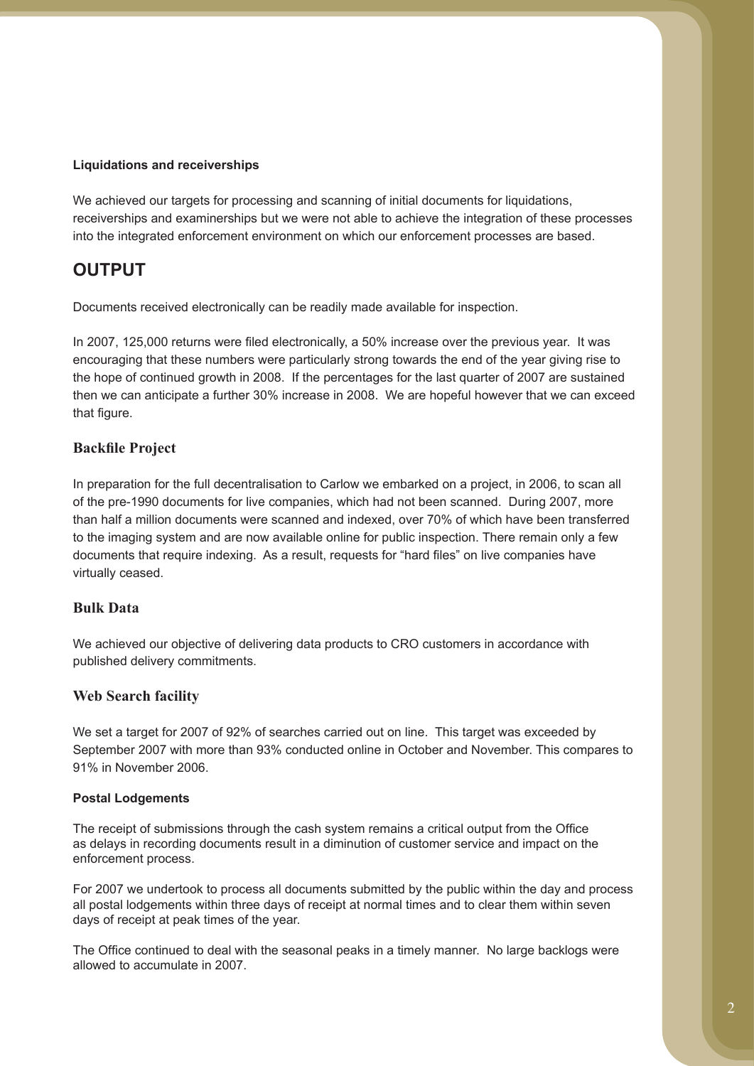#### Liquidations and receiverships

We achieved our targets for processing and scanning of initial documents for liquidations, receiverships and examinerships but we were not able to achieve the integration of these processes into the integrated enforcement environment on which our enforcement processes are based.

## OUTPUT

Documents received electronically can be readily made available for inspection.

In 2007, 125,000 returns were filed electronically, a 50% increase over the previous year. It was encouraging that these numbers were particularly strong towards the end of the year giving rise to the hope of continued growth in 2008. If the percentages for the last quarter of 2007 are sustained then we can anticipate a further 30% increase in 2008. We are hopeful however that we can exceed that figure.

### Backfile Project

In preparation for the full decentralisation to Carlow we embarked on a project, in 2006, to scan all of the pre-1990 documents for live companies, which had not been scanned. During 2007, more than half a million documents were scanned and indexed, over 70% of which have been transferred to the imaging system and are now available online for public inspection. There remain only a few documents that require indexing. As a result, requests for "hard files" on live companies have virtually ceased.

### Bulk Data

We achieved our objective of delivering data products to CRO customers in accordance with published delivery commitments.

### Web Search facility

We set a target for 2007 of 92% of searches carried out on line. This target was exceeded by September 2007 with more than 93% conducted online in October and November. This compares to 91% in November 2006.

#### Postal Lodgements

The receipt of submissions through the cash system remains a critical output from the Office as delays in recording documents result in a diminution of customer service and impact on the enforcement process.

For 2007 we undertook to process all documents submitted by the public within the day and process all postal lodgements within three days of receipt at normal times and to clear them within seven days of receipt at peak times of the year.

The Office continued to deal with the seasonal peaks in a timely manner. No large backlogs were allowed to accumulate in 2007.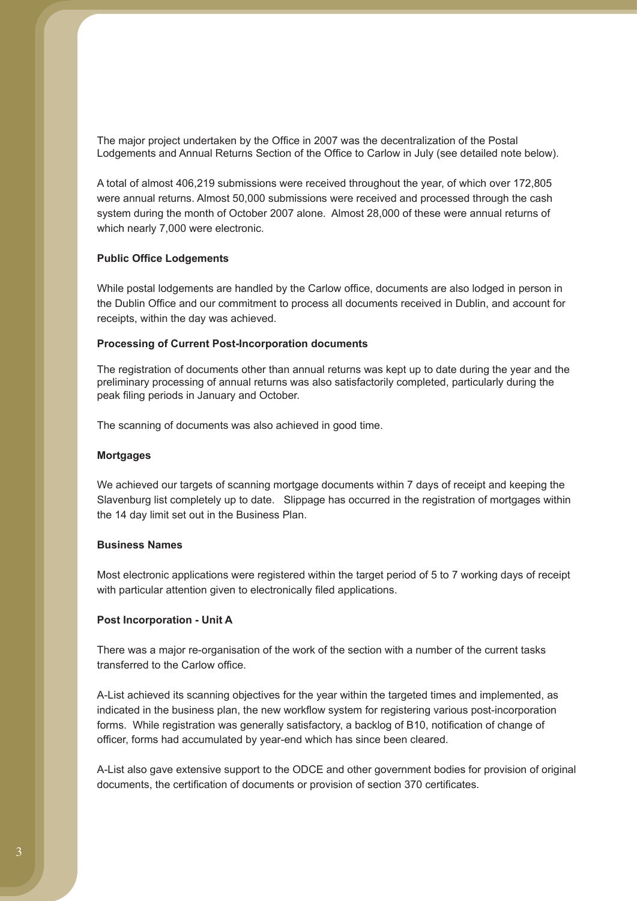The major project undertaken by the Office in 2007 was the decentralization of the Postal Lodgements and Annual Returns Section of the Office to Carlow in July (see detailed note below).

A total of almost 406,219 submissions were received throughout the year, of which over 172,805 were annual returns. Almost 50,000 submissions were received and processed through the cash system during the month of October 2007 alone. Almost 28,000 of these were annual returns of which nearly 7,000 were electronic.

**Public Office Lodgements**

While postal lodgements are handled by the Carlow office, documents are also lodged in person in the Dublin Office and our commitment to process all documents received in Dublin, and account for receipts, within the day was achieved.

**Processing of Current Post-Incorporation documents**

The registration of documents other than annual returns was kept up to date during the year and the preliminary processing of annual returns was also satisfactorily completed, particularly during the peak filing periods in January and October.

The scanning of documents was also achieved in good time.

**Mortgages**

We achieved our targets of scanning mortgage documents within 7 days of receipt and keeping the Slavenburg list completely up to date. Slippage has occurred in the registration of mortgages within the 14 day limit set out in the Business Plan.

**Business Names**

Most electronic applications were registered within the target period of 5 to 7 working days of receipt with particular attention given to electronically filed applications.

**Post Incorporation - Unit A**

There was a major re-organisation of the work of the section with a number of the current tasks transferred to the Carlow office.

A-List achieved its scanning objectives for the year within the targeted times and implemented, as indicated in the business plan, the new workflow system for registering various post-incorporation forms. While registration was generally satisfactory, a backlog of B10, notification of change of officer, forms had accumulated by year-end which has since been cleared.

A-List also gave extensive support to the ODCE and other government bodies for provision of original documents, the certification of documents or provision of section 370 certificates.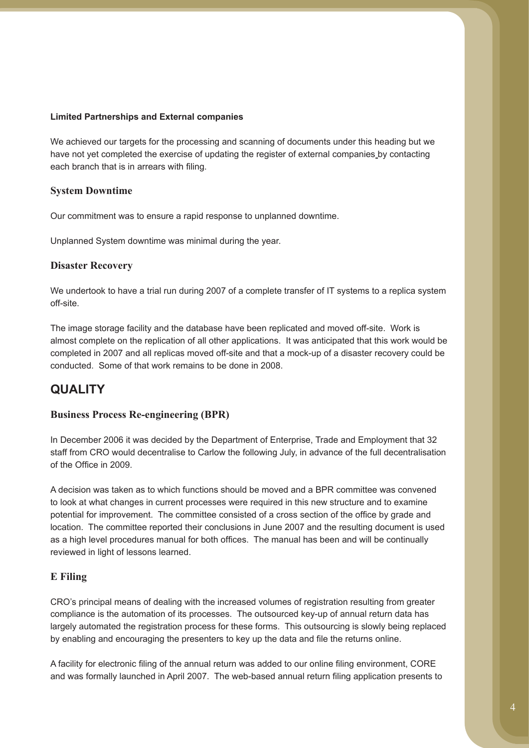**Limited Partnerships and External companies**

We achieved our targets for the processing and scanning of documents under this heading but we have not yet completed the exercise of updating the register of external companies by contacting each branch that is in arrears with filing.

### System Downtime

Our commitment was to ensure a rapid response to unplanned downtime.

Unplanned System downtime was minimal during the year.

### Disaster Recovery

We undertook to have a trial run during 2007 of a complete transfer of IT systems to a replica system off-site.

The image storage facility and the database have been replicated and moved off-site. Work is almost complete on the replication of all other applications. It was anticipated that this work would be completed in 2007 and all replicas moved off-site and that a mock-up of a disaster recovery could be conducted. Some of that work remains to be done in 2008.

## QUALITY

### Business Process Re-engineering (BPR)

In December 2006 it was decided by the Department of Enterprise, Trade and Employment that 32 staff from CRO would decentralise to Carlow the following July, in advance of the full decentralisation of the Office in 2009.

A decision was taken as to which functions should be moved and a BPR committee was convened to look at what changes in current processes were required in this new structure and to examine potential for improvement. The committee consisted of a cross section of the office by grade and location. The committee reported their conclusions in June 2007 and the resulting document is used as a high level procedures manual for both offices. The manual has been and will be continually reviewed in light of lessons learned.

### E Filing

CRO's principal means of dealing with the increased volumes of registration resulting from greater compliance is the automation of its processes. The outsourced key-up of annual return data has largely automated the registration process for these forms. This outsourcing is slowly being replaced by enabling and encouraging the presenters to key up the data and file the returns online.

A facility for electronic filing of the annual return was added to our online filing environment, CORE and was formally launched in April 2007. The web-based annual return filing application presents to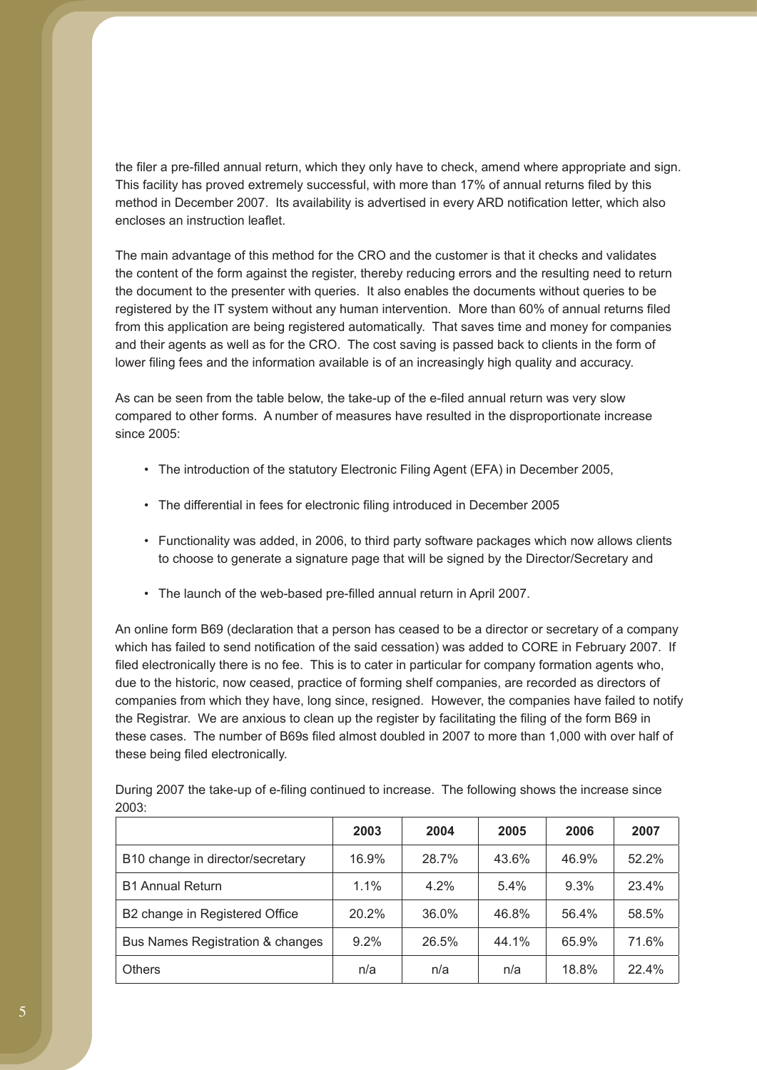the filer a pre-filled annual return, which they only have to check, amend where appropriate and sign. This facility has proved extremely successful, with more than 17% of annual returns filed by this method in December 2007. Its availability is advertised in every ARD notification letter, which also encloses an instruction leaflet.

The main advantage of this method for the CRO and the customer is that it checks and validates the content of the form against the register, thereby reducing errors and the resulting need to return the document to the presenter with queries. It also enables the documents without queries to be registered by the IT system without any human intervention. More than 60% of annual returns filed from this application are being registered automatically. That saves time and money for companies and their agents as well as for the CRO. The cost saving is passed back to clients in the form of lower filing fees and the information available is of an increasingly high quality and accuracy.

As can be seen from the table below, the take-up of the e-filed annual return was very slow compared to other forms. A number of measures have resulted in the disproportionate increase since 2005:

- The introduction of the statutory Electronic Filing Agent (EFA) in December 2005,
- The differential in fees for electronic filing introduced in December 2005
- Functionality was added, in 2006, to third party software packages which now allows clients to choose to generate a signature page that will be signed by the Director/Secretary and
- The launch of the web-based pre-filled annual return in April 2007.

An online form B69 (declaration that a person has ceased to be a director or secretary of a company which has failed to send notification of the said cessation) was added to CORE in February 2007. If filed electronically there is no fee. This is to cater in particular for company formation agents who, due to the historic, now ceased, practice of forming shelf companies, are recorded as directors of companies from which they have, long since, resigned. However, the companies have failed to notify the Registrar. We are anxious to clean up the register by facilitating the filing of the form B69 in these cases. The number of B69s filed almost doubled in 2007 to more than 1,000 with over half of these being filed electronically.

During 2007 the take-up of e-filing continued to increase. The following shows the increase since 2003:

| | 2003 | 2004 | 2005 | 2006 | 2007 |
|---|---|---|---|---|---|
| B10 change in director/secretary | 16.9% | 28.7% | 43.6% | 46.9% | 52.2% |
| B1 Annual Return | 1.1% | 4.2% | 5.4% | 9.3% | 23.4% |
| B2 change in Registered Office | 20.2% | 36.0% | 46.8% | 56.4% | 58.5% |
| Bus Names Registration & changes | 9.2% | 26.5% | 44.1% | 65.9% | 71.6% |
| Others | n/a | n/a | n/a | 18.8% | 22.4% |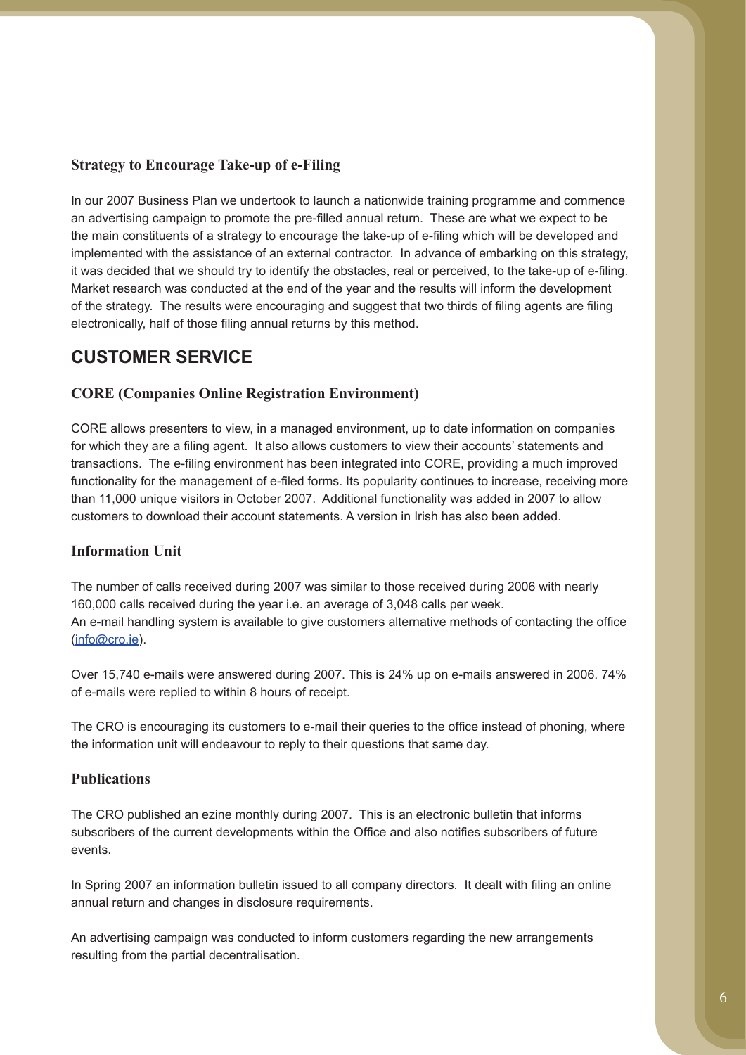### Strategy to Encourage Take-up of e-Filing

In our 2007 Business Plan we undertook to launch a nationwide training programme and commence an advertising campaign to promote the pre-filled annual return. These are what we expect to be the main constituents of a strategy to encourage the take-up of e-filing which will be developed and implemented with the assistance of an external contractor. In advance of embarking on this strategy, it was decided that we should try to identify the obstacles, real or perceived, to the take-up of e-filing. Market research was conducted at the end of the year and the results will inform the development of the strategy. The results were encouraging and suggest that two thirds of filing agents are filing electronically, half of those filing annual returns by this method.

## CUSTOMER SERVICE

### CORE (Companies Online Registration Environment)

CORE allows presenters to view, in a managed environment, up to date information on companies for which they are a filing agent. It also allows customers to view their accounts' statements and transactions. The e-filing environment has been integrated into CORE, providing a much improved functionality for the management of e-filed forms. Its popularity continues to increase, receiving more than 11,000 unique visitors in October 2007. Additional functionality was added in 2007 to allow customers to download their account statements. A version in Irish has also been added.

### Information Unit

The number of calls received during 2007 was similar to those received during 2006 with nearly 160,000 calls received during the year i.e. an average of 3,048 calls per week.
An e-mail handling system is available to give customers alternative methods of contacting the office (info@cro.ie).

Over 15,740 e-mails were answered during 2007. This is 24% up on e-mails answered in 2006. 74% of e-mails were replied to within 8 hours of receipt.

The CRO is encouraging its customers to e-mail their queries to the office instead of phoning, where the information unit will endeavour to reply to their questions that same day.

### Publications

The CRO published an ezine monthly during 2007. This is an electronic bulletin that informs subscribers of the current developments within the Office and also notifies subscribers of future events.

In Spring 2007 an information bulletin issued to all company directors. It dealt with filing an online annual return and changes in disclosure requirements.

An advertising campaign was conducted to inform customers regarding the new arrangements resulting from the partial decentralisation.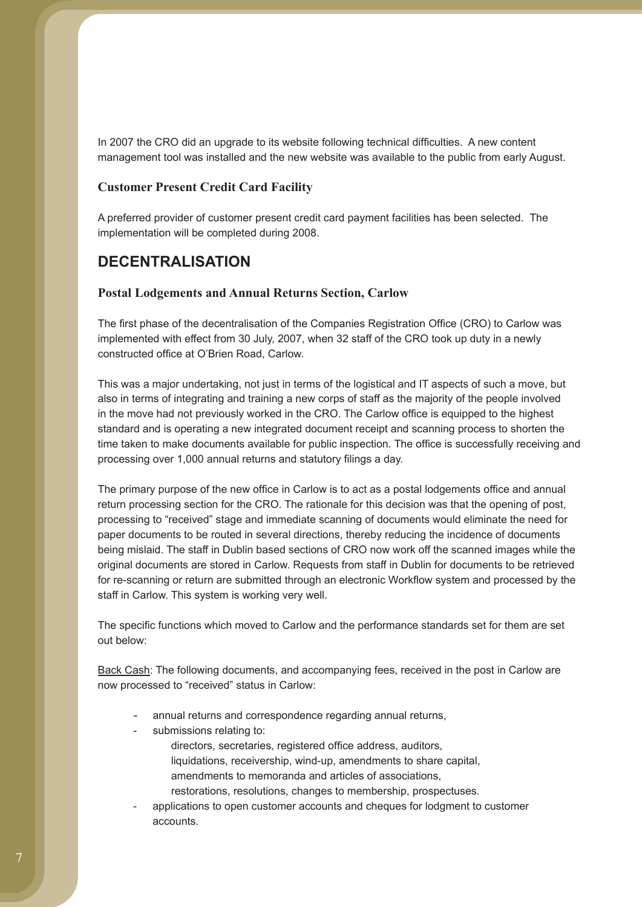In 2007 the CRO did an upgrade to its website following technical difficulties. A new content management tool was installed and the new website was available to the public from early August.

### Customer Present Credit Card Facility

A preferred provider of customer present credit card payment facilities has been selected. The implementation will be completed during 2008.

## DECENTRALISATION

### Postal Lodgements and Annual Returns Section, Carlow

The first phase of the decentralisation of the Companies Registration Office (CRO) to Carlow was implemented with effect from 30 July, 2007, when 32 staff of the CRO took up duty in a newly constructed office at O'Brien Road, Carlow.

This was a major undertaking, not just in terms of the logistical and IT aspects of such a move, but also in terms of integrating and training a new corps of staff as the majority of the people involved in the move had not previously worked in the CRO. The Carlow office is equipped to the highest standard and is operating a new integrated document receipt and scanning process to shorten the time taken to make documents available for public inspection. The office is successfully receiving and processing over 1,000 annual returns and statutory filings a day.

The primary purpose of the new office in Carlow is to act as a postal lodgements office and annual return processing section for the CRO. The rationale for this decision was that the opening of post, processing to "received" stage and immediate scanning of documents would eliminate the need for paper documents to be routed in several directions, thereby reducing the incidence of documents being mislaid. The staff in Dublin based sections of CRO now work off the scanned images while the original documents are stored in Carlow. Requests from staff in Dublin for documents to be retrieved for re-scanning or return are submitted through an electronic Workflow system and processed by the staff in Carlow. This system is working very well.

The specific functions which moved to Carlow and the performance standards set for them are set out below:

<u>Back Cash</u>: The following documents, and accompanying fees, received in the post in Carlow are now processed to "received" status in Carlow:

- annual returns and correspondence regarding annual returns,
- submissions relating to:
  directors, secretaries, registered office address, auditors,
  liquidations, receivership, wind-up, amendments to share capital,
  amendments to memoranda and articles of associations,
  restorations, resolutions, changes to membership, prospectuses.
- applications to open customer accounts and cheques for lodgment to customer accounts.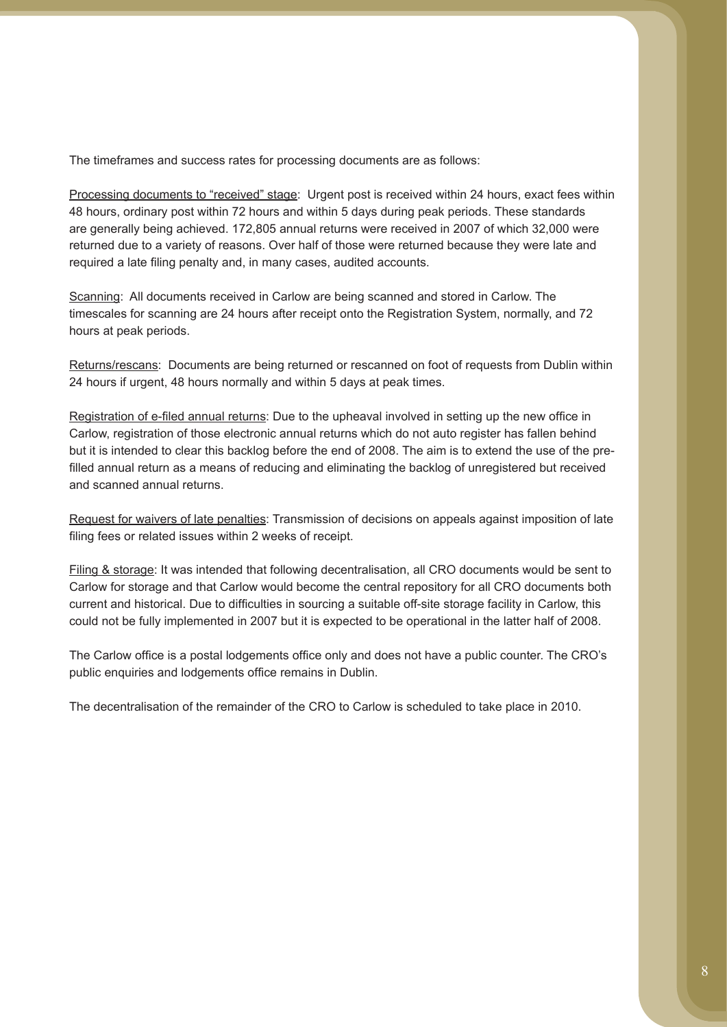The timeframes and success rates for processing documents are as follows:

Processing documents to "received" stage: Urgent post is received within 24 hours, exact fees within 48 hours, ordinary post within 72 hours and within 5 days during peak periods. These standards are generally being achieved. 172,805 annual returns were received in 2007 of which 32,000 were returned due to a variety of reasons. Over half of those were returned because they were late and required a late filing penalty and, in many cases, audited accounts.

Scanning: All documents received in Carlow are being scanned and stored in Carlow. The timescales for scanning are 24 hours after receipt onto the Registration System, normally, and 72 hours at peak periods.

Returns/rescans: Documents are being returned or rescanned on foot of requests from Dublin within 24 hours if urgent, 48 hours normally and within 5 days at peak times.

Registration of e-filed annual returns: Due to the upheaval involved in setting up the new office in Carlow, registration of those electronic annual returns which do not auto register has fallen behind but it is intended to clear this backlog before the end of 2008. The aim is to extend the use of the pre-filled annual return as a means of reducing and eliminating the backlog of unregistered but received and scanned annual returns.

Request for waivers of late penalties: Transmission of decisions on appeals against imposition of late filing fees or related issues within 2 weeks of receipt.

Filing & storage: It was intended that following decentralisation, all CRO documents would be sent to Carlow for storage and that Carlow would become the central repository for all CRO documents both current and historical. Due to difficulties in sourcing a suitable off-site storage facility in Carlow, this could not be fully implemented in 2007 but it is expected to be operational in the latter half of 2008.

The Carlow office is a postal lodgements office only and does not have a public counter. The CRO's public enquiries and lodgements office remains in Dublin.

The decentralisation of the remainder of the CRO to Carlow is scheduled to take place in 2010.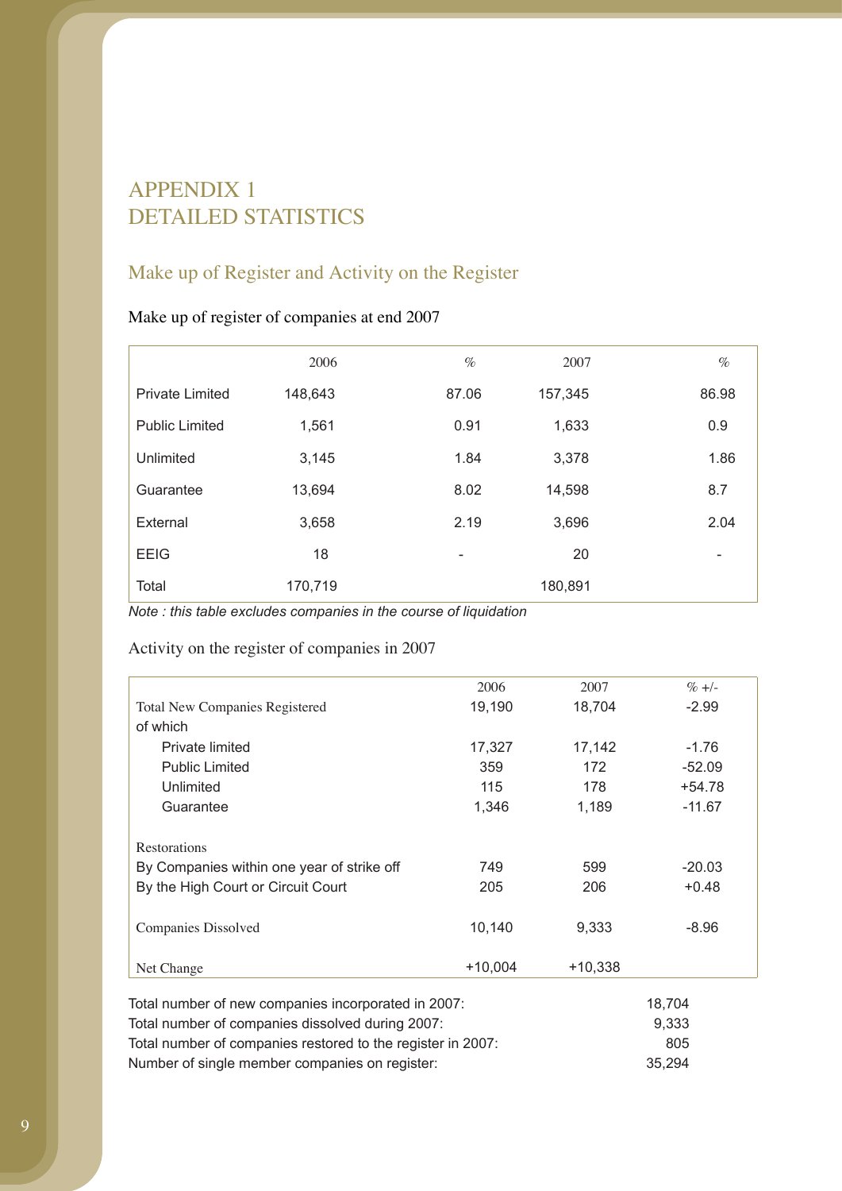# APPENDIX 1
# DETAILED STATISTICS

## Make up of Register and Activity on the Register

### Make up of register of companies at end 2007

| | 2006 | % | 2007 | % |
|---|---|---|---|---|
| Private Limited | 148,643 | 87.06 | 157,345 | 86.98 |
| Public Limited | 1,561 | 0.91 | 1,633 | 0.9 |
| Unlimited | 3,145 | 1.84 | 3,378 | 1.86 |
| Guarantee | 13,694 | 8.02 | 14,598 | 8.7 |
| External | 3,658 | 2.19 | 3,696 | 2.04 |
| EEIG | 18 | - | 20 | - |
| Total | 170,719 | | 180,891 | |

*Note : this table excludes companies in the course of liquidation*

### Activity on the register of companies in 2007

| | 2006 | 2007 | % +/- |
|---|---|---|---|
| Total New Companies Registered | 19,190 | 18,704 | -2.99 |
| of which | | | |
| Private limited | 17,327 | 17,142 | -1.76 |
| Public Limited | 359 | 172 | -52.09 |
| Unlimited | 115 | 178 | +54.78 |
| Guarantee | 1,346 | 1,189 | -11.67 |
| Restorations | | | |
| By Companies within one year of strike off | 749 | 599 | -20.03 |
| By the High Court or Circuit Court | 205 | 206 | +0.48 |
| Companies Dissolved | 10,140 | 9,333 | -8.96 |
| Net Change | +10,004 | +10,338 | |

| | |
|---|---|
| Total number of new companies incorporated in 2007: | 18,704 |
| Total number of companies dissolved during 2007: | 9,333 |
| Total number of companies restored to the register in 2007: | 805 |
| Number of single member companies on register: | 35,294 |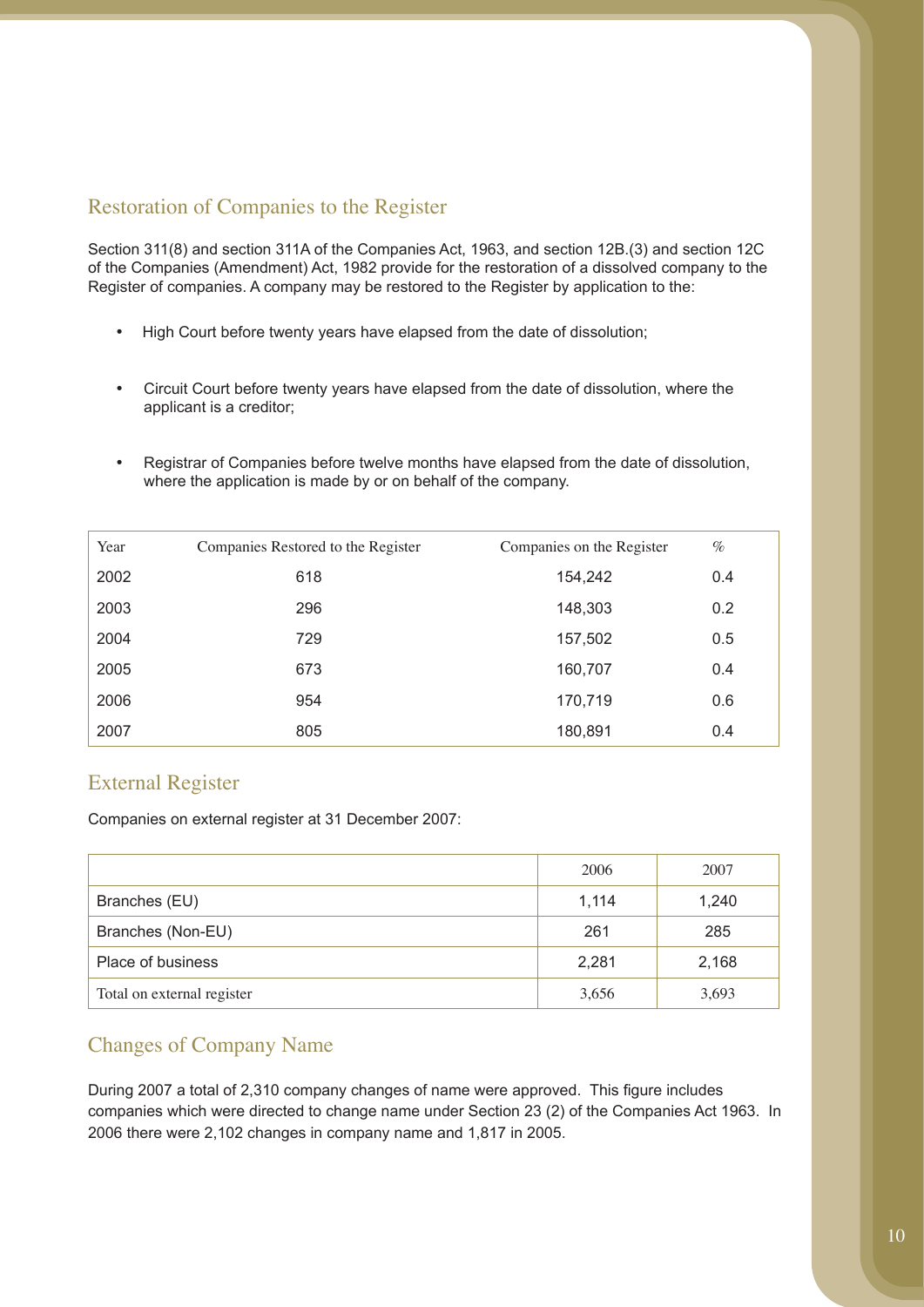## Restoration of Companies to the Register

Section 311(8) and section 311A of the Companies Act, 1963, and section 12B.(3) and section 12C of the Companies (Amendment) Act, 1982 provide for the restoration of a dissolved company to the Register of companies. A company may be restored to the Register by application to the:

- High Court before twenty years have elapsed from the date of dissolution;
- Circuit Court before twenty years have elapsed from the date of dissolution, where the applicant is a creditor;
- Registrar of Companies before twelve months have elapsed from the date of dissolution, where the application is made by or on behalf of the company.

| Year | Companies Restored to the Register | Companies on the Register | % |
|---|---|---|---|
| 2002 | 618 | 154,242 | 0.4 |
| 2003 | 296 | 148,303 | 0.2 |
| 2004 | 729 | 157,502 | 0.5 |
| 2005 | 673 | 160,707 | 0.4 |
| 2006 | 954 | 170,719 | 0.6 |
| 2007 | 805 | 180,891 | 0.4 |

## External Register

Companies on external register at 31 December 2007:

| | 2006 | 2007 |
|---|---|---|
| Branches (EU) | 1,114 | 1,240 |
| Branches (Non-EU) | 261 | 285 |
| Place of business | 2,281 | 2,168 |
| Total on external register | 3,656 | 3,693 |

## Changes of Company Name

During 2007 a total of 2,310 company changes of name were approved. This figure includes companies which were directed to change name under Section 23 (2) of the Companies Act 1963. In 2006 there were 2,102 changes in company name and 1,817 in 2005.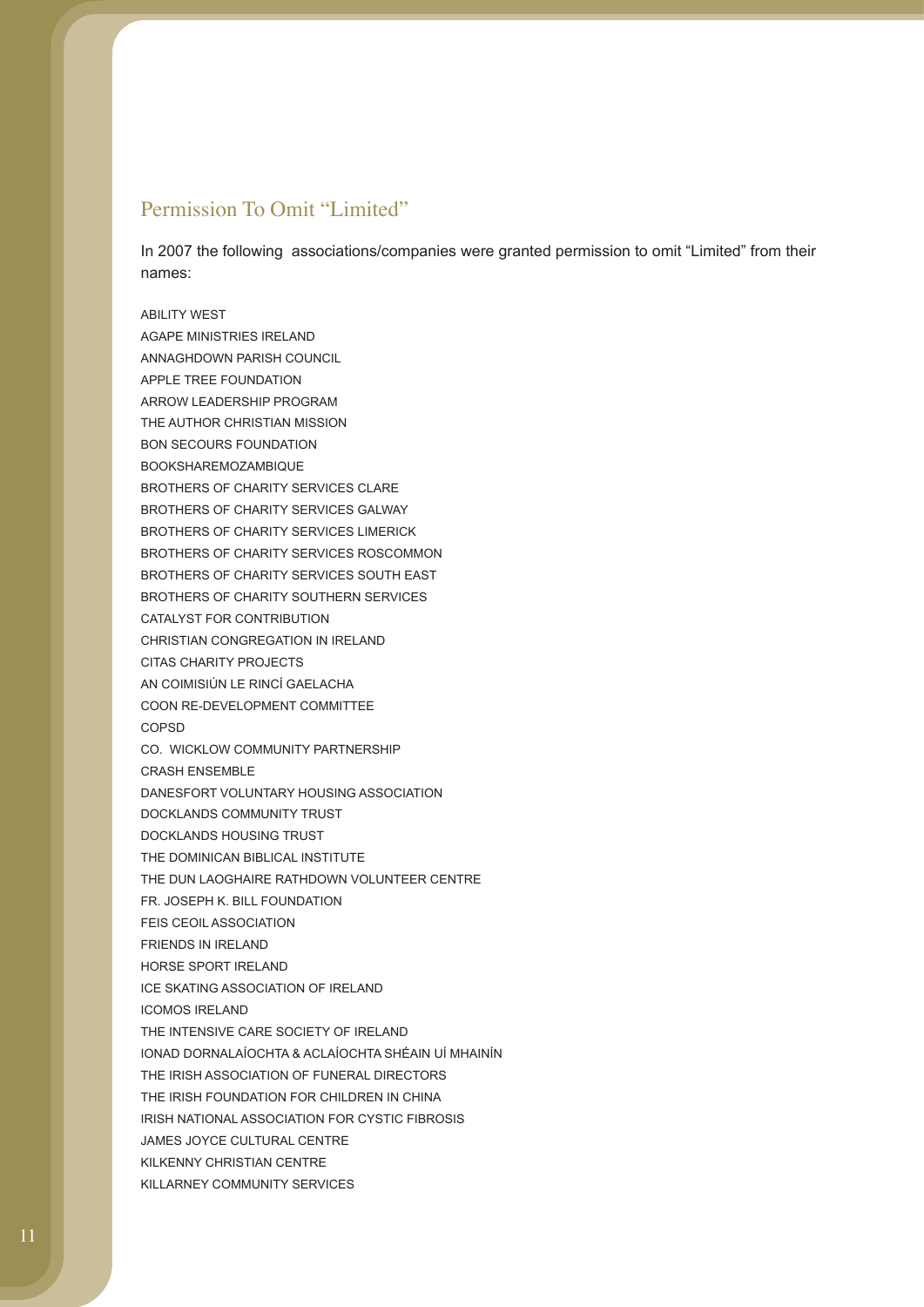## Permission To Omit "Limited"

In 2007 the following associations/companies were granted permission to omit "Limited" from their names:

ABILITY WEST
AGAPE MINISTRIES IRELAND
ANNAGHDOWN PARISH COUNCIL
APPLE TREE FOUNDATION
ARROW LEADERSHIP PROGRAM
THE AUTHOR CHRISTIAN MISSION
BON SECOURS FOUNDATION
BOOKSHAREMOZAMBIQUE
BROTHERS OF CHARITY SERVICES CLARE
BROTHERS OF CHARITY SERVICES GALWAY
BROTHERS OF CHARITY SERVICES LIMERICK
BROTHERS OF CHARITY SERVICES ROSCOMMON
BROTHERS OF CHARITY SERVICES SOUTH EAST
BROTHERS OF CHARITY SOUTHERN SERVICES
CATALYST FOR CONTRIBUTION
CHRISTIAN CONGREGATION IN IRELAND
CITAS CHARITY PROJECTS
AN COIMISIÚN LE RINCÍ GAELACHA
COON RE-DEVELOPMENT COMMITTEE
COPSD
CO. WICKLOW COMMUNITY PARTNERSHIP
CRASH ENSEMBLE
DANESFORT VOLUNTARY HOUSING ASSOCIATION
DOCKLANDS COMMUNITY TRUST
DOCKLANDS HOUSING TRUST
THE DOMINICAN BIBLICAL INSTITUTE
THE DUN LAOGHAIRE RATHDOWN VOLUNTEER CENTRE
FR. JOSEPH K. BILL FOUNDATION
FEIS CEOIL ASSOCIATION
FRIENDS IN IRELAND
HORSE SPORT IRELAND
ICE SKATING ASSOCIATION OF IRELAND
ICOMOS IRELAND
THE INTENSIVE CARE SOCIETY OF IRELAND
IONAD DORNALAÍOCHTA & ACLAÍOCHTA SHÉAIN UÍ MHAINÍN
THE IRISH ASSOCIATION OF FUNERAL DIRECTORS
THE IRISH FOUNDATION FOR CHILDREN IN CHINA
IRISH NATIONAL ASSOCIATION FOR CYSTIC FIBROSIS
JAMES JOYCE CULTURAL CENTRE
KILKENNY CHRISTIAN CENTRE
KILLARNEY COMMUNITY SERVICES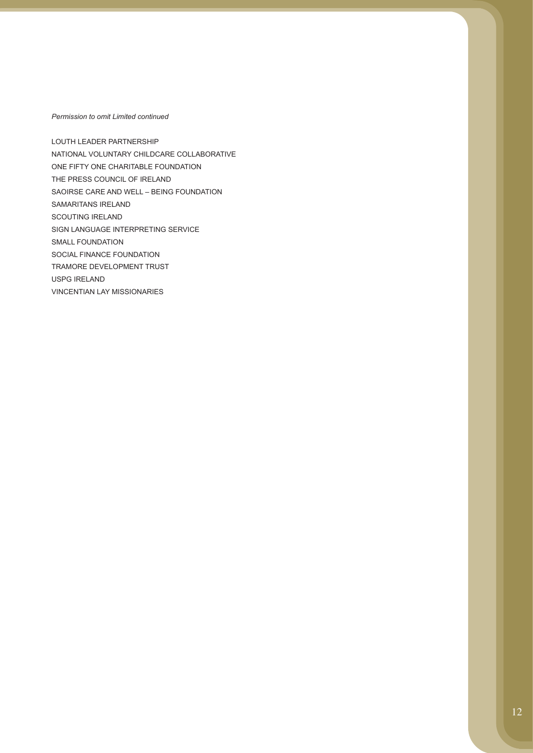*Permission to omit Limited continued*

LOUTH LEADER PARTNERSHIP
NATIONAL VOLUNTARY CHILDCARE COLLABORATIVE
ONE FIFTY ONE CHARITABLE FOUNDATION
THE PRESS COUNCIL OF IRELAND
SAOIRSE CARE AND WELL – BEING FOUNDATION
SAMARITANS IRELAND
SCOUTING IRELAND
SIGN LANGUAGE INTERPRETING SERVICE
SMALL FOUNDATION
SOCIAL FINANCE FOUNDATION
TRAMORE DEVELOPMENT TRUST
USPG IRELAND
VINCENTIAN LAY MISSIONARIES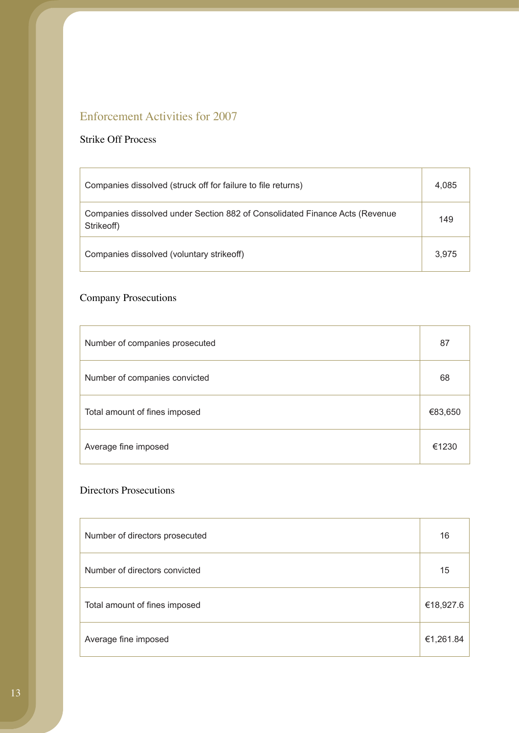## Enforcement Activities for 2007

### Strike Off Process

| | |
|---|---|
| Companies dissolved (struck off for failure to file returns) | 4,085 |
| Companies dissolved under Section 882 of Consolidated Finance Acts (Revenue Strikeoff) | 149 |
| Companies dissolved (voluntary strikeoff) | 3,975 |

### Company Prosecutions

| | |
|---|---|
| Number of companies prosecuted | 87 |
| Number of companies convicted | 68 |
| Total amount of fines imposed | €83,650 |
| Average fine imposed | €1230 |

### Directors Prosecutions

| | |
|---|---|
| Number of directors prosecuted | 16 |
| Number of directors convicted | 15 |
| Total amount of fines imposed | €18,927.6 |
| Average fine imposed | €1,261.84 |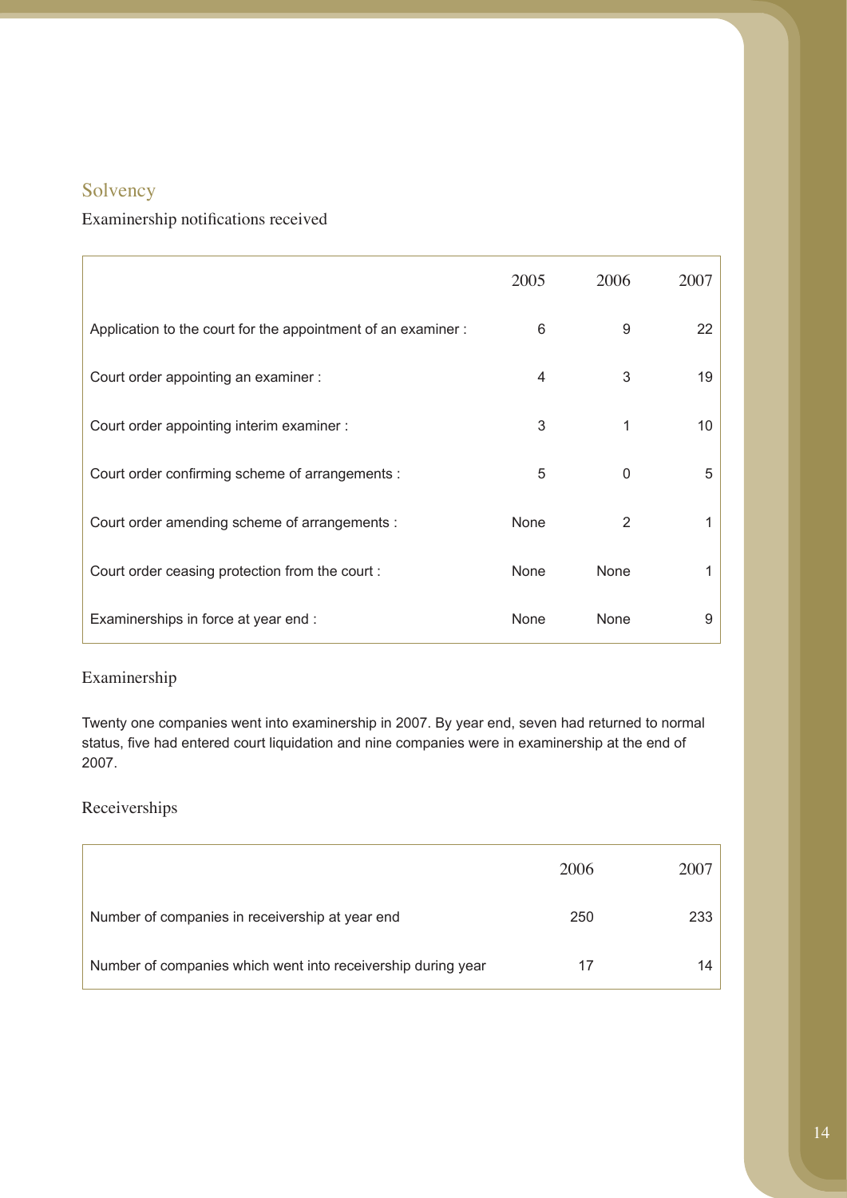## Solvency

### Examinership notifications received

| | 2005 | 2006 | 2007 |
|---|---|---|---|
| Application to the court for the appointment of an examiner : | 6 | 9 | 22 |
| Court order appointing an examiner : | 4 | 3 | 19 |
| Court order appointing interim examiner : | 3 | 1 | 10 |
| Court order confirming scheme of arrangements : | 5 | 0 | 5 |
| Court order amending scheme of arrangements : | None | 2 | 1 |
| Court order ceasing protection from the court : | None | None | 1 |
| Examinerships in force at year end : | None | None | 9 |

### Examinership

Twenty one companies went into examinership in 2007. By year end, seven had returned to normal status, five had entered court liquidation and nine companies were in examinership at the end of 2007.

### Receiverships

| | 2006 | 2007 |
|---|---|---|
| Number of companies in receivership at year end | 250 | 233 |
| Number of companies which went into receivership during year | 17 | 14 |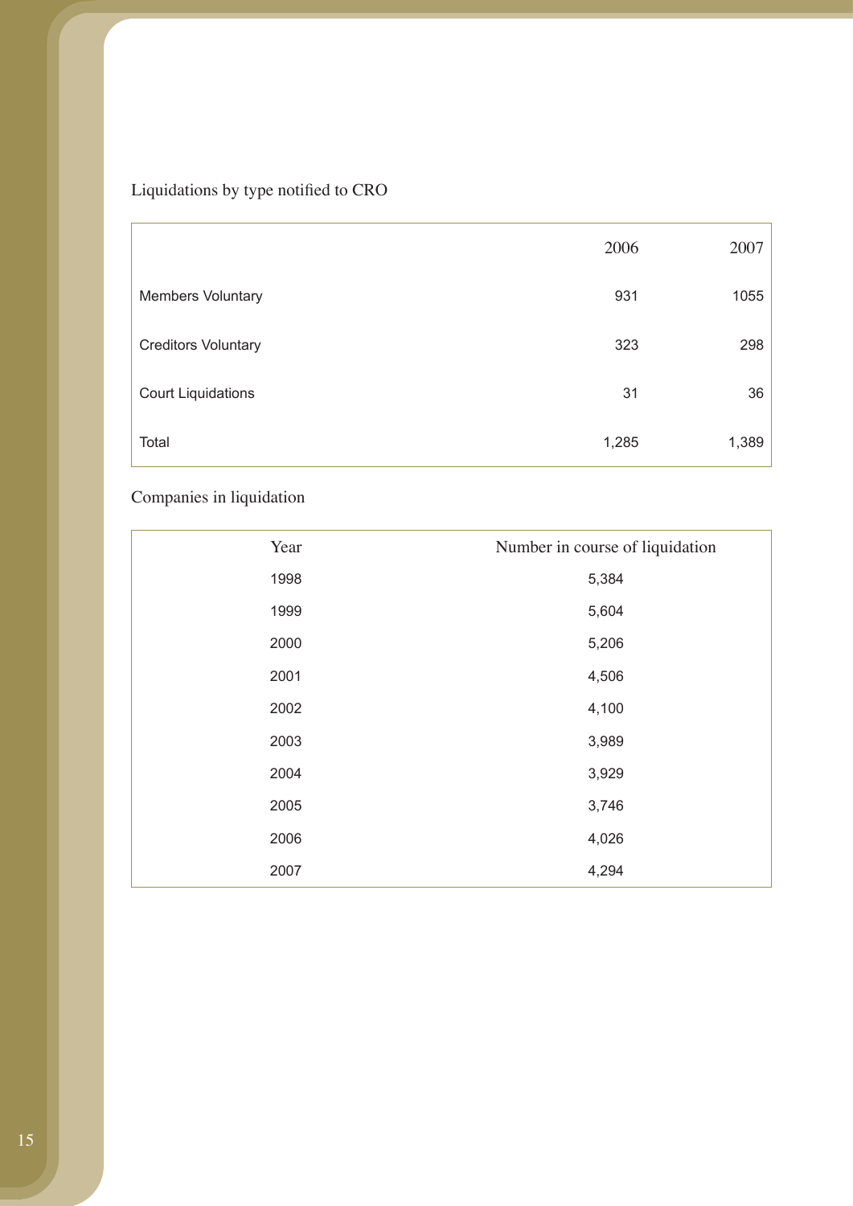Liquidations by type notified to CRO

| | 2006 | 2007 |
|---|---|---|
| Members Voluntary | 931 | 1055 |
| Creditors Voluntary | 323 | 298 |
| Court Liquidations | 31 | 36 |
| Total | 1,285 | 1,389 |

Companies in liquidation

| Year | Number in course of liquidation |
|---|---|
| 1998 | 5,384 |
| 1999 | 5,604 |
| 2000 | 5,206 |
| 2001 | 4,506 |
| 2002 | 4,100 |
| 2003 | 3,989 |
| 2004 | 3,929 |
| 2005 | 3,746 |
| 2006 | 4,026 |
| 2007 | 4,294 |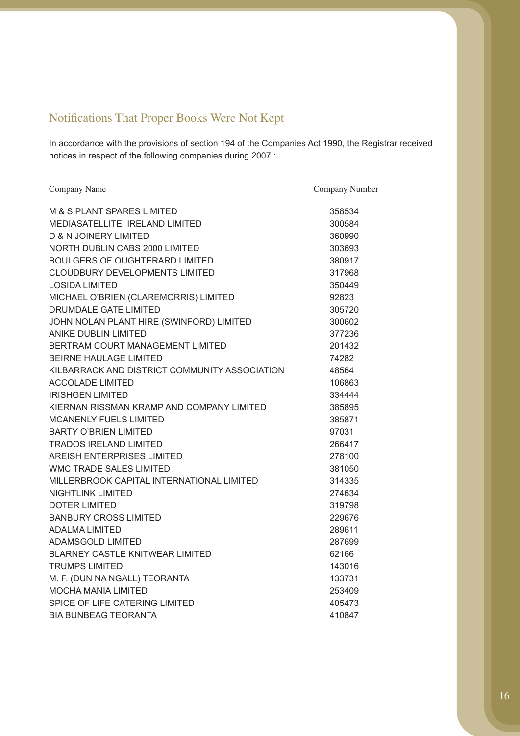## Notifications That Proper Books Were Not Kept

In accordance with the provisions of section 194 of the Companies Act 1990, the Registrar received notices in respect of the following companies during 2007 :

| Company Name | Company Number |
|---|---|
| M & S PLANT SPARES LIMITED | 358534 |
| MEDIASATELLITE IRELAND LIMITED | 300584 |
| D & N JOINERY LIMITED | 360990 |
| NORTH DUBLIN CABS 2000 LIMITED | 303693 |
| BOULGERS OF OUGHTERARD LIMITED | 380917 |
| CLOUDBURY DEVELOPMENTS LIMITED | 317968 |
| LOSIDA LIMITED | 350449 |
| MICHAEL O'BRIEN (CLAREMORRIS) LIMITED | 92823 |
| DRUMDALE GATE LIMITED | 305720 |
| JOHN NOLAN PLANT HIRE (SWINFORD) LIMITED | 300602 |
| ANIKE DUBLIN LIMITED | 377236 |
| BERTRAM COURT MANAGEMENT LIMITED | 201432 |
| BEIRNE HAULAGE LIMITED | 74282 |
| KILBARRACK AND DISTRICT COMMUNITY ASSOCIATION | 48564 |
| ACCOLADE LIMITED | 106863 |
| IRISHGEN LIMITED | 334444 |
| KIERNAN RISSMAN KRAMP AND COMPANY LIMITED | 385895 |
| MCANENLY FUELS LIMITED | 385871 |
| BARTY O'BRIEN LIMITED | 97031 |
| TRADOS IRELAND LIMITED | 266417 |
| AREISH ENTERPRISES LIMITED | 278100 |
| WMC TRADE SALES LIMITED | 381050 |
| MILLERBROOK CAPITAL INTERNATIONAL LIMITED | 314335 |
| NIGHTLINK LIMITED | 274634 |
| DOTER LIMITED | 319798 |
| BANBURY CROSS LIMITED | 229676 |
| ADALMA LIMITED | 289611 |
| ADAMSGOLD LIMITED | 287699 |
| BLARNEY CASTLE KNITWEAR LIMITED | 62166 |
| TRUMPS LIMITED | 143016 |
| M. F. (DUN NA NGALL) TEORANTA | 133731 |
| MOCHA MANIA LIMITED | 253409 |
| SPICE OF LIFE CATERING LIMITED | 405473 |
| BIA BUNBEAG TEORANTA | 410847 |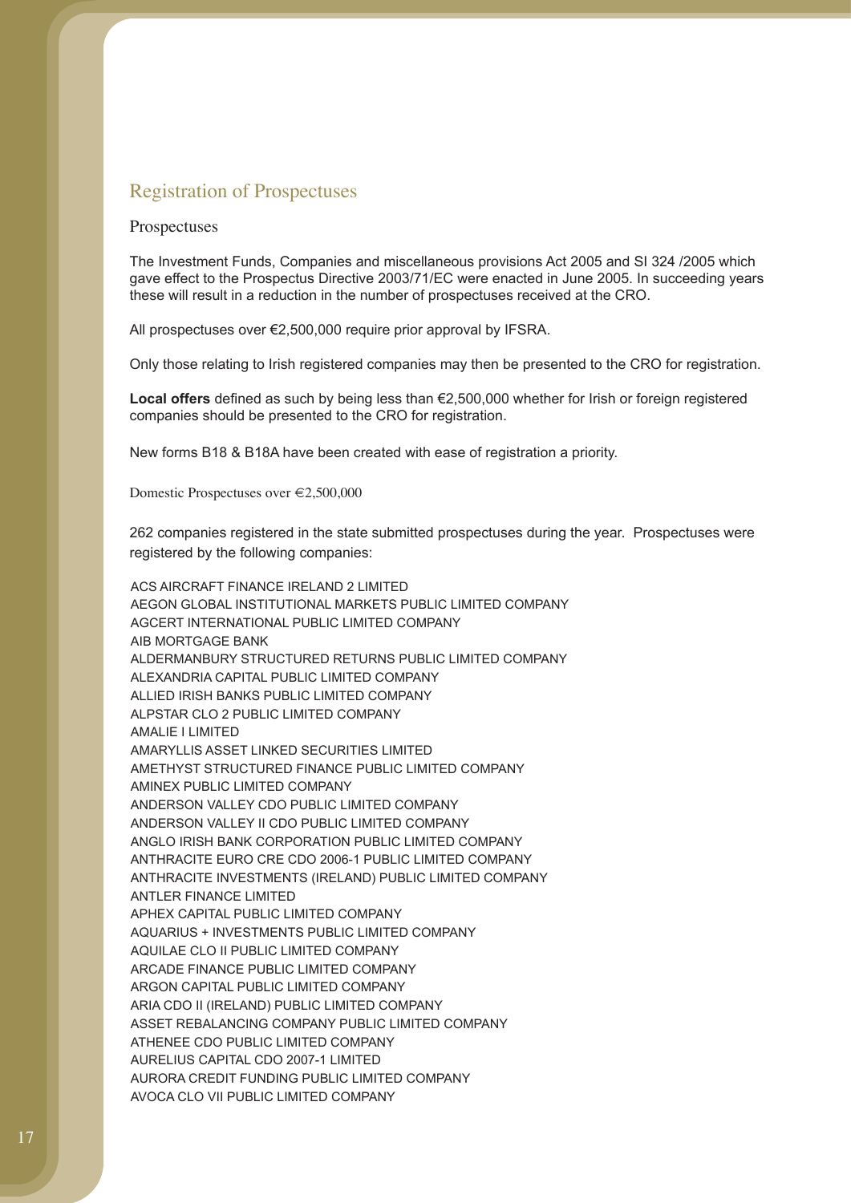## Registration of Prospectuses

### Prospectuses

The Investment Funds, Companies and miscellaneous provisions Act 2005 and SI 324 /2005 which gave effect to the Prospectus Directive 2003/71/EC were enacted in June 2005. In succeeding years these will result in a reduction in the number of prospectuses received at the CRO.

All prospectuses over €2,500,000 require prior approval by IFSRA.

Only those relating to Irish registered companies may then be presented to the CRO for registration.

**Local offers** defined as such by being less than €2,500,000 whether for Irish or foreign registered companies should be presented to the CRO for registration.

New forms B18 & B18A have been created with ease of registration a priority.

#### Domestic Prospectuses over €2,500,000

262 companies registered in the state submitted prospectuses during the year. Prospectuses were registered by the following companies:

ACS AIRCRAFT FINANCE IRELAND 2 LIMITED
AEGON GLOBAL INSTITUTIONAL MARKETS PUBLIC LIMITED COMPANY
AGCERT INTERNATIONAL PUBLIC LIMITED COMPANY
AIB MORTGAGE BANK
ALDERMANBURY STRUCTURED RETURNS PUBLIC LIMITED COMPANY
ALEXANDRIA CAPITAL PUBLIC LIMITED COMPANY
ALLIED IRISH BANKS PUBLIC LIMITED COMPANY
ALPSTAR CLO 2 PUBLIC LIMITED COMPANY
AMALIE I LIMITED
AMARYLLIS ASSET LINKED SECURITIES LIMITED
AMETHYST STRUCTURED FINANCE PUBLIC LIMITED COMPANY
AMINEX PUBLIC LIMITED COMPANY
ANDERSON VALLEY CDO PUBLIC LIMITED COMPANY
ANDERSON VALLEY II CDO PUBLIC LIMITED COMPANY
ANGLO IRISH BANK CORPORATION PUBLIC LIMITED COMPANY
ANTHRACITE EURO CRE CDO 2006-1 PUBLIC LIMITED COMPANY
ANTHRACITE INVESTMENTS (IRELAND) PUBLIC LIMITED COMPANY
ANTLER FINANCE LIMITED
APHEX CAPITAL PUBLIC LIMITED COMPANY
AQUARIUS + INVESTMENTS PUBLIC LIMITED COMPANY
AQUILAE CLO II PUBLIC LIMITED COMPANY
ARCADE FINANCE PUBLIC LIMITED COMPANY
ARGON CAPITAL PUBLIC LIMITED COMPANY
ARIA CDO II (IRELAND) PUBLIC LIMITED COMPANY
ASSET REBALANCING COMPANY PUBLIC LIMITED COMPANY
ATHENEE CDO PUBLIC LIMITED COMPANY
AURELIUS CAPITAL CDO 2007-1 LIMITED
AURORA CREDIT FUNDING PUBLIC LIMITED COMPANY
AVOCA CLO VII PUBLIC LIMITED COMPANY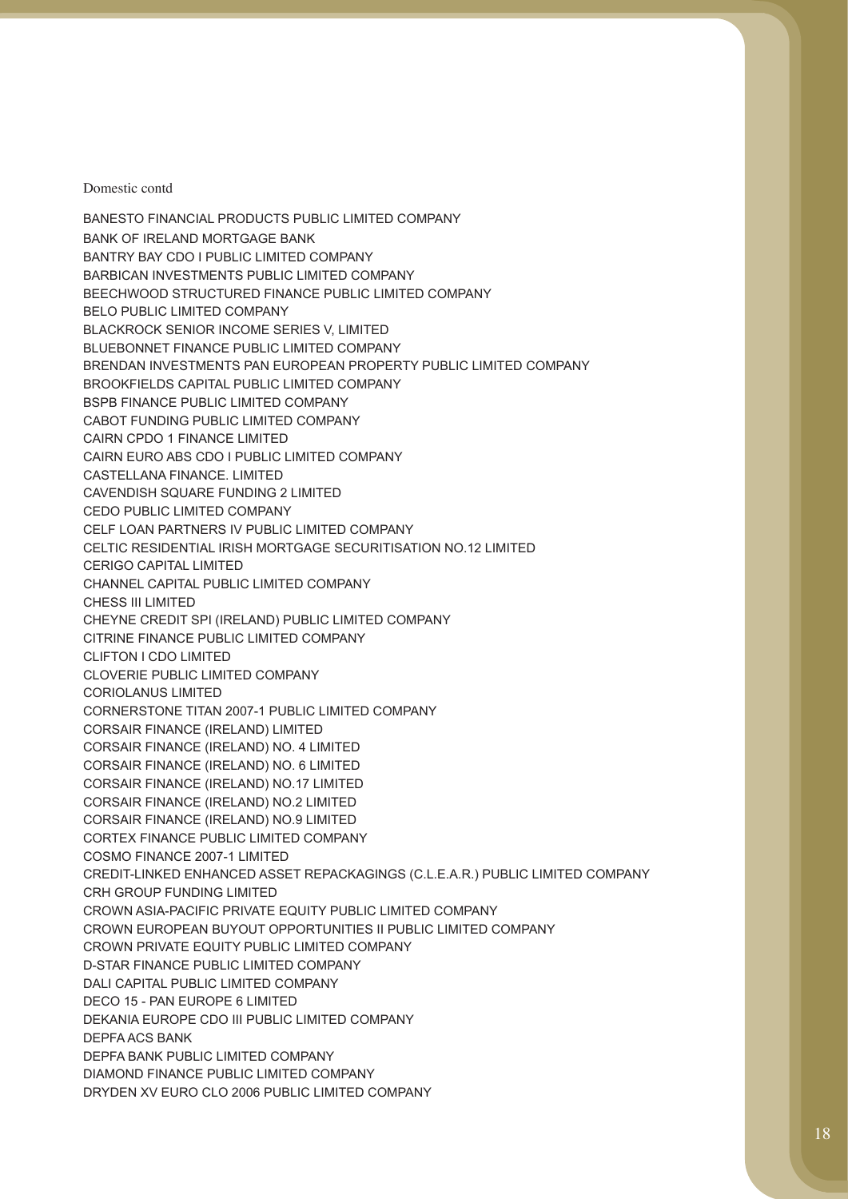Domestic contd

BANESTO FINANCIAL PRODUCTS PUBLIC LIMITED COMPANY
BANK OF IRELAND MORTGAGE BANK
BANTRY BAY CDO I PUBLIC LIMITED COMPANY
BARBICAN INVESTMENTS PUBLIC LIMITED COMPANY
BEECHWOOD STRUCTURED FINANCE PUBLIC LIMITED COMPANY
BELO PUBLIC LIMITED COMPANY
BLACKROCK SENIOR INCOME SERIES V, LIMITED
BLUEBONNET FINANCE PUBLIC LIMITED COMPANY
BRENDAN INVESTMENTS PAN EUROPEAN PROPERTY PUBLIC LIMITED COMPANY
BROOKFIELDS CAPITAL PUBLIC LIMITED COMPANY
BSPB FINANCE PUBLIC LIMITED COMPANY
CABOT FUNDING PUBLIC LIMITED COMPANY
CAIRN CPDO 1 FINANCE LIMITED
CAIRN EURO ABS CDO I PUBLIC LIMITED COMPANY
CASTELLANA FINANCE. LIMITED
CAVENDISH SQUARE FUNDING 2 LIMITED
CEDO PUBLIC LIMITED COMPANY
CELF LOAN PARTNERS IV PUBLIC LIMITED COMPANY
CELTIC RESIDENTIAL IRISH MORTGAGE SECURITISATION NO.12 LIMITED
CERIGO CAPITAL LIMITED
CHANNEL CAPITAL PUBLIC LIMITED COMPANY
CHESS III LIMITED
CHEYNE CREDIT SPI (IRELAND) PUBLIC LIMITED COMPANY
CITRINE FINANCE PUBLIC LIMITED COMPANY
CLIFTON I CDO LIMITED
CLOVERIE PUBLIC LIMITED COMPANY
CORIOLANUS LIMITED
CORNERSTONE TITAN 2007-1 PUBLIC LIMITED COMPANY
CORSAIR FINANCE (IRELAND) LIMITED
CORSAIR FINANCE (IRELAND) NO. 4 LIMITED
CORSAIR FINANCE (IRELAND) NO. 6 LIMITED
CORSAIR FINANCE (IRELAND) NO.17 LIMITED
CORSAIR FINANCE (IRELAND) NO.2 LIMITED
CORSAIR FINANCE (IRELAND) NO.9 LIMITED
CORTEX FINANCE PUBLIC LIMITED COMPANY
COSMO FINANCE 2007-1 LIMITED
CREDIT-LINKED ENHANCED ASSET REPACKAGINGS (C.L.E.A.R.) PUBLIC LIMITED COMPANY
CRH GROUP FUNDING LIMITED
CROWN ASIA-PACIFIC PRIVATE EQUITY PUBLIC LIMITED COMPANY
CROWN EUROPEAN BUYOUT OPPORTUNITIES II PUBLIC LIMITED COMPANY
CROWN PRIVATE EQUITY PUBLIC LIMITED COMPANY
D-STAR FINANCE PUBLIC LIMITED COMPANY
DALI CAPITAL PUBLIC LIMITED COMPANY
DECO 15 - PAN EUROPE 6 LIMITED
DEKANIA EUROPE CDO III PUBLIC LIMITED COMPANY
DEPFA ACS BANK
DEPFA BANK PUBLIC LIMITED COMPANY
DIAMOND FINANCE PUBLIC LIMITED COMPANY
DRYDEN XV EURO CLO 2006 PUBLIC LIMITED COMPANY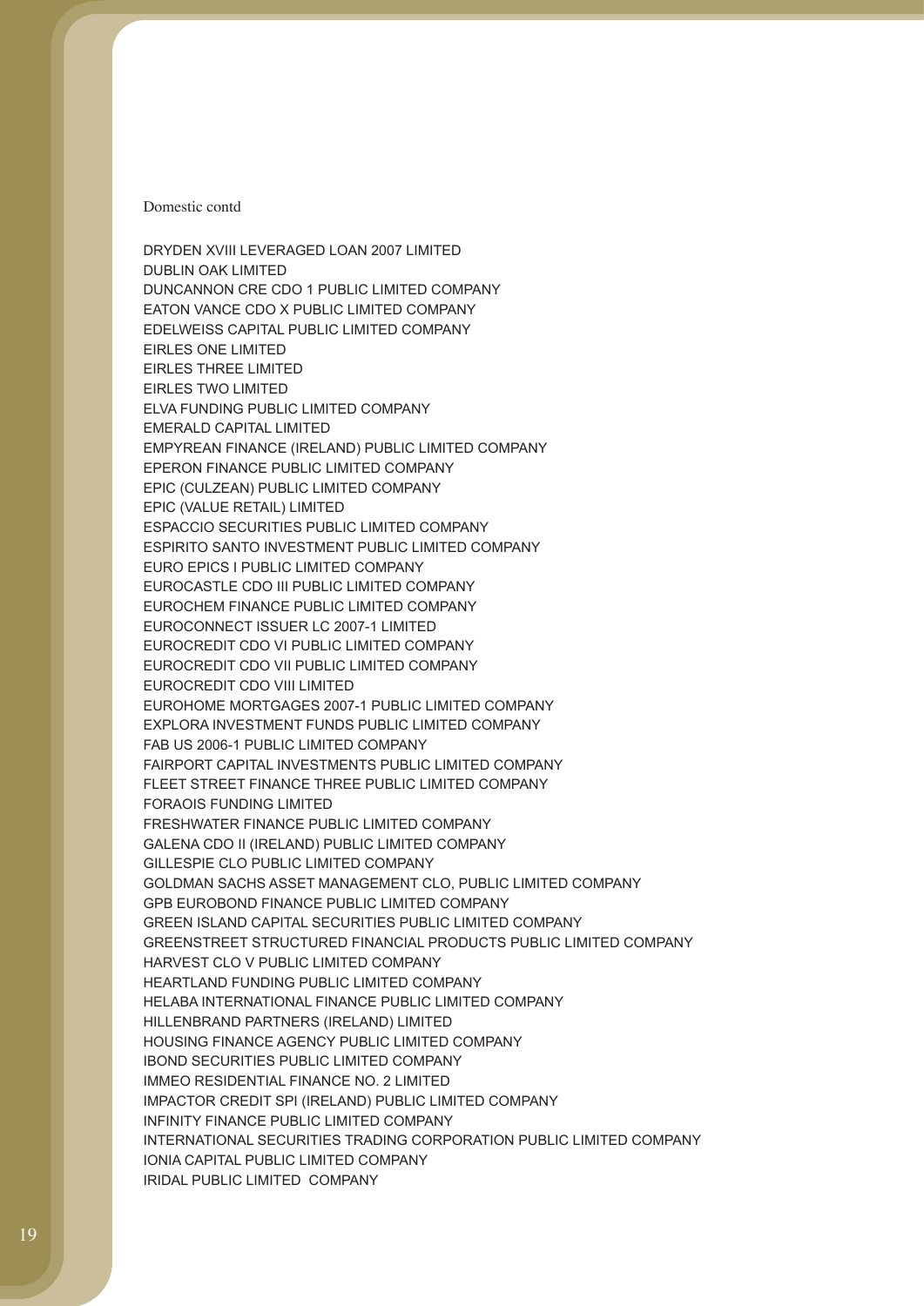Domestic contd

DRYDEN XVIII LEVERAGED LOAN 2007 LIMITED
DUBLIN OAK LIMITED
DUNCANNON CRE CDO 1 PUBLIC LIMITED COMPANY
EATON VANCE CDO X PUBLIC LIMITED COMPANY
EDELWEISS CAPITAL PUBLIC LIMITED COMPANY
EIRLES ONE LIMITED
EIRLES THREE LIMITED
EIRLES TWO LIMITED
ELVA FUNDING PUBLIC LIMITED COMPANY
EMERALD CAPITAL LIMITED
EMPYREAN FINANCE (IRELAND) PUBLIC LIMITED COMPANY
EPERON FINANCE PUBLIC LIMITED COMPANY
EPIC (CULZEAN) PUBLIC LIMITED COMPANY
EPIC (VALUE RETAIL) LIMITED
ESPACCIO SECURITIES PUBLIC LIMITED COMPANY
ESPIRITO SANTO INVESTMENT PUBLIC LIMITED COMPANY
EURO EPICS I PUBLIC LIMITED COMPANY
EUROCASTLE CDO III PUBLIC LIMITED COMPANY
EUROCHEM FINANCE PUBLIC LIMITED COMPANY
EUROCONNECT ISSUER LC 2007-1 LIMITED
EUROCREDIT CDO VI PUBLIC LIMITED COMPANY
EUROCREDIT CDO VII PUBLIC LIMITED COMPANY
EUROCREDIT CDO VIII LIMITED
EUROHOME MORTGAGES 2007-1 PUBLIC LIMITED COMPANY
EXPLORA INVESTMENT FUNDS PUBLIC LIMITED COMPANY
FAB US 2006-1 PUBLIC LIMITED COMPANY
FAIRPORT CAPITAL INVESTMENTS PUBLIC LIMITED COMPANY
FLEET STREET FINANCE THREE PUBLIC LIMITED COMPANY
FORAOIS FUNDING LIMITED
FRESHWATER FINANCE PUBLIC LIMITED COMPANY
GALENA CDO II (IRELAND) PUBLIC LIMITED COMPANY
GILLESPIE CLO PUBLIC LIMITED COMPANY
GOLDMAN SACHS ASSET MANAGEMENT CLO, PUBLIC LIMITED COMPANY
GPB EUROBOND FINANCE PUBLIC LIMITED COMPANY
GREEN ISLAND CAPITAL SECURITIES PUBLIC LIMITED COMPANY
GREENSTREET STRUCTURED FINANCIAL PRODUCTS PUBLIC LIMITED COMPANY
HARVEST CLO V PUBLIC LIMITED COMPANY
HEARTLAND FUNDING PUBLIC LIMITED COMPANY
HELABA INTERNATIONAL FINANCE PUBLIC LIMITED COMPANY
HILLENBRAND PARTNERS (IRELAND) LIMITED
HOUSING FINANCE AGENCY PUBLIC LIMITED COMPANY
IBOND SECURITIES PUBLIC LIMITED COMPANY
IMMEO RESIDENTIAL FINANCE NO. 2 LIMITED
IMPACTOR CREDIT SPI (IRELAND) PUBLIC LIMITED COMPANY
INFINITY FINANCE PUBLIC LIMITED COMPANY
INTERNATIONAL SECURITIES TRADING CORPORATION PUBLIC LIMITED COMPANY
IONIA CAPITAL PUBLIC LIMITED COMPANY
IRIDAL PUBLIC LIMITED COMPANY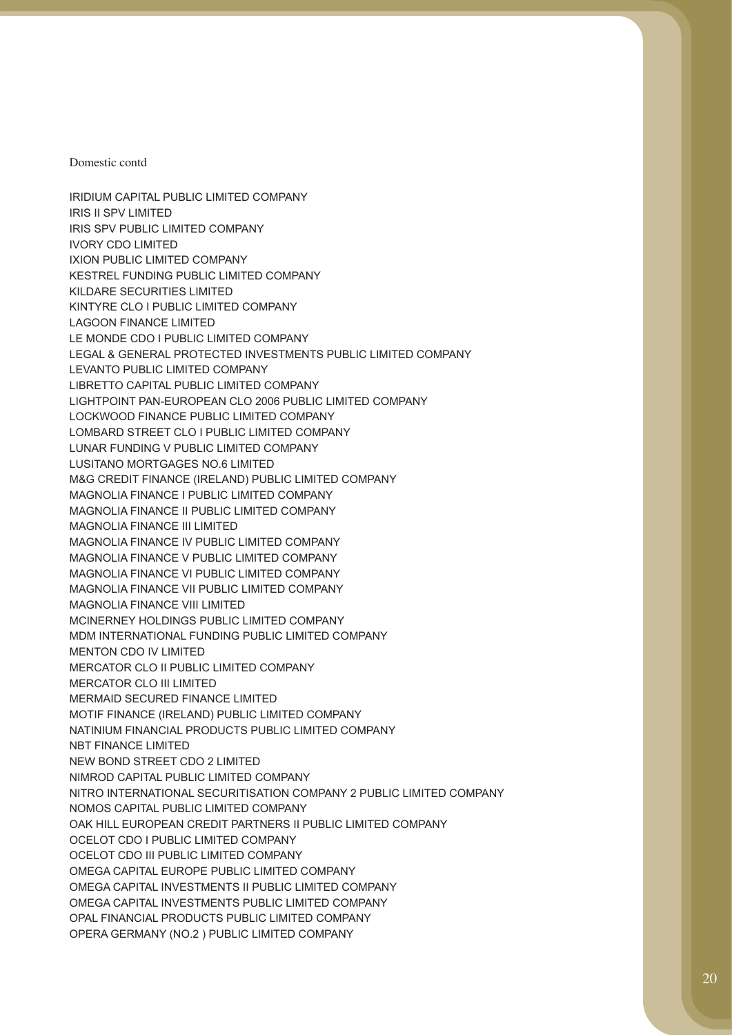Domestic contd

IRIDIUM CAPITAL PUBLIC LIMITED COMPANY
IRIS II SPV LIMITED
IRIS SPV PUBLIC LIMITED COMPANY
IVORY CDO LIMITED
IXION PUBLIC LIMITED COMPANY
KESTREL FUNDING PUBLIC LIMITED COMPANY
KILDARE SECURITIES LIMITED
KINTYRE CLO I PUBLIC LIMITED COMPANY
LAGOON FINANCE LIMITED
LE MONDE CDO I PUBLIC LIMITED COMPANY
LEGAL & GENERAL PROTECTED INVESTMENTS PUBLIC LIMITED COMPANY
LEVANTO PUBLIC LIMITED COMPANY
LIBRETTO CAPITAL PUBLIC LIMITED COMPANY
LIGHTPOINT PAN-EUROPEAN CLO 2006 PUBLIC LIMITED COMPANY
LOCKWOOD FINANCE PUBLIC LIMITED COMPANY
LOMBARD STREET CLO I PUBLIC LIMITED COMPANY
LUNAR FUNDING V PUBLIC LIMITED COMPANY
LUSITANO MORTGAGES NO.6 LIMITED
M&G CREDIT FINANCE (IRELAND) PUBLIC LIMITED COMPANY
MAGNOLIA FINANCE I PUBLIC LIMITED COMPANY
MAGNOLIA FINANCE II PUBLIC LIMITED COMPANY
MAGNOLIA FINANCE III LIMITED
MAGNOLIA FINANCE IV PUBLIC LIMITED COMPANY
MAGNOLIA FINANCE V PUBLIC LIMITED COMPANY
MAGNOLIA FINANCE VI PUBLIC LIMITED COMPANY
MAGNOLIA FINANCE VII PUBLIC LIMITED COMPANY
MAGNOLIA FINANCE VIII LIMITED
MCINERNEY HOLDINGS PUBLIC LIMITED COMPANY
MDM INTERNATIONAL FUNDING PUBLIC LIMITED COMPANY
MENTON CDO IV LIMITED
MERCATOR CLO II PUBLIC LIMITED COMPANY
MERCATOR CLO III LIMITED
MERMAID SECURED FINANCE LIMITED
MOTIF FINANCE (IRELAND) PUBLIC LIMITED COMPANY
NATINIUM FINANCIAL PRODUCTS PUBLIC LIMITED COMPANY
NBT FINANCE LIMITED
NEW BOND STREET CDO 2 LIMITED
NIMROD CAPITAL PUBLIC LIMITED COMPANY
NITRO INTERNATIONAL SECURITISATION COMPANY 2 PUBLIC LIMITED COMPANY
NOMOS CAPITAL PUBLIC LIMITED COMPANY
OAK HILL EUROPEAN CREDIT PARTNERS II PUBLIC LIMITED COMPANY
OCELOT CDO I PUBLIC LIMITED COMPANY
OCELOT CDO III PUBLIC LIMITED COMPANY
OMEGA CAPITAL EUROPE PUBLIC LIMITED COMPANY
OMEGA CAPITAL INVESTMENTS II PUBLIC LIMITED COMPANY
OMEGA CAPITAL INVESTMENTS PUBLIC LIMITED COMPANY
OPAL FINANCIAL PRODUCTS PUBLIC LIMITED COMPANY
OPERA GERMANY (NO.2 ) PUBLIC LIMITED COMPANY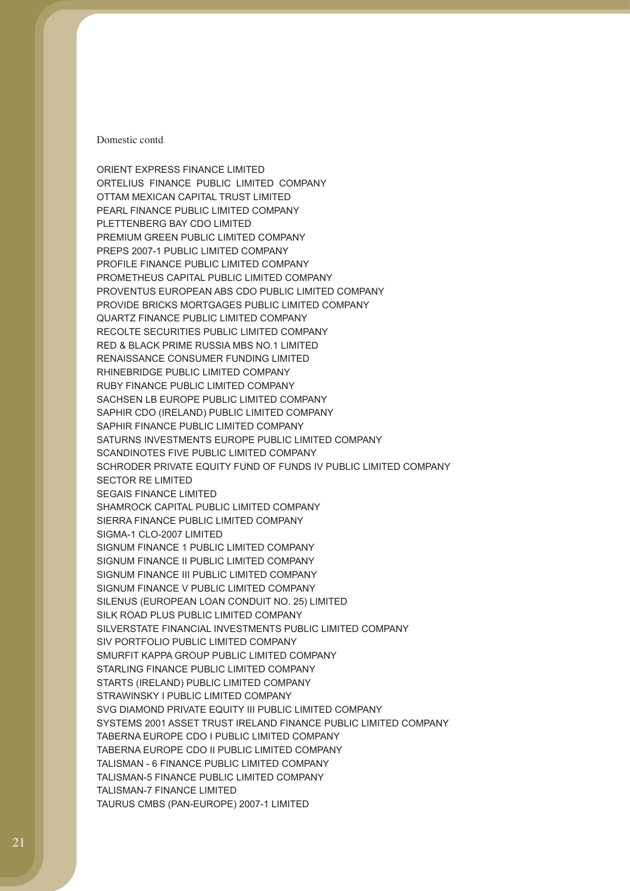Domestic contd

ORIENT EXPRESS FINANCE LIMITED
ORTELIUS FINANCE PUBLIC LIMITED COMPANY
OTTAM MEXICAN CAPITAL TRUST LIMITED
PEARL FINANCE PUBLIC LIMITED COMPANY
PLETTENBERG BAY CDO LIMITED
PREMIUM GREEN PUBLIC LIMITED COMPANY
PREPS 2007-1 PUBLIC LIMITED COMPANY
PROFILE FINANCE PUBLIC LIMITED COMPANY
PROMETHEUS CAPITAL PUBLIC LIMITED COMPANY
PROVENTUS EUROPEAN ABS CDO PUBLIC LIMITED COMPANY
PROVIDE BRICKS MORTGAGES PUBLIC LIMITED COMPANY
QUARTZ FINANCE PUBLIC LIMITED COMPANY
RECOLTE SECURITIES PUBLIC LIMITED COMPANY
RED & BLACK PRIME RUSSIA MBS NO.1 LIMITED
RENAISSANCE CONSUMER FUNDING LIMITED
RHINEBRIDGE PUBLIC LIMITED COMPANY
RUBY FINANCE PUBLIC LIMITED COMPANY
SACHSEN LB EUROPE PUBLIC LIMITED COMPANY
SAPHIR CDO (IRELAND) PUBLIC LIMITED COMPANY
SAPHIR FINANCE PUBLIC LIMITED COMPANY
SATURNS INVESTMENTS EUROPE PUBLIC LIMITED COMPANY
SCANDINOTES FIVE PUBLIC LIMITED COMPANY
SCHRODER PRIVATE EQUITY FUND OF FUNDS IV PUBLIC LIMITED COMPANY
SECTOR RE LIMITED
SEGAIS FINANCE LIMITED
SHAMROCK CAPITAL PUBLIC LIMITED COMPANY
SIERRA FINANCE PUBLIC LIMITED COMPANY
SIGMA-1 CLO-2007 LIMITED
SIGNUM FINANCE 1 PUBLIC LIMITED COMPANY
SIGNUM FINANCE II PUBLIC LIMITED COMPANY
SIGNUM FINANCE III PUBLIC LIMITED COMPANY
SIGNUM FINANCE V PUBLIC LIMITED COMPANY
SILENUS (EUROPEAN LOAN CONDUIT NO. 25) LIMITED
SILK ROAD PLUS PUBLIC LIMITED COMPANY
SILVERSTATE FINANCIAL INVESTMENTS PUBLIC LIMITED COMPANY
SIV PORTFOLIO PUBLIC LIMITED COMPANY
SMURFIT KAPPA GROUP PUBLIC LIMITED COMPANY
STARLING FINANCE PUBLIC LIMITED COMPANY
STARTS (IRELAND) PUBLIC LIMITED COMPANY
STRAWINSKY I PUBLIC LIMITED COMPANY
SVG DIAMOND PRIVATE EQUITY III PUBLIC LIMITED COMPANY
SYSTEMS 2001 ASSET TRUST IRELAND FINANCE PUBLIC LIMITED COMPANY
TABERNA EUROPE CDO I PUBLIC LIMITED COMPANY
TABERNA EUROPE CDO II PUBLIC LIMITED COMPANY
TALISMAN - 6 FINANCE PUBLIC LIMITED COMPANY
TALISMAN-5 FINANCE PUBLIC LIMITED COMPANY
TALISMAN-7 FINANCE LIMITED
TAURUS CMBS (PAN-EUROPE) 2007-1 LIMITED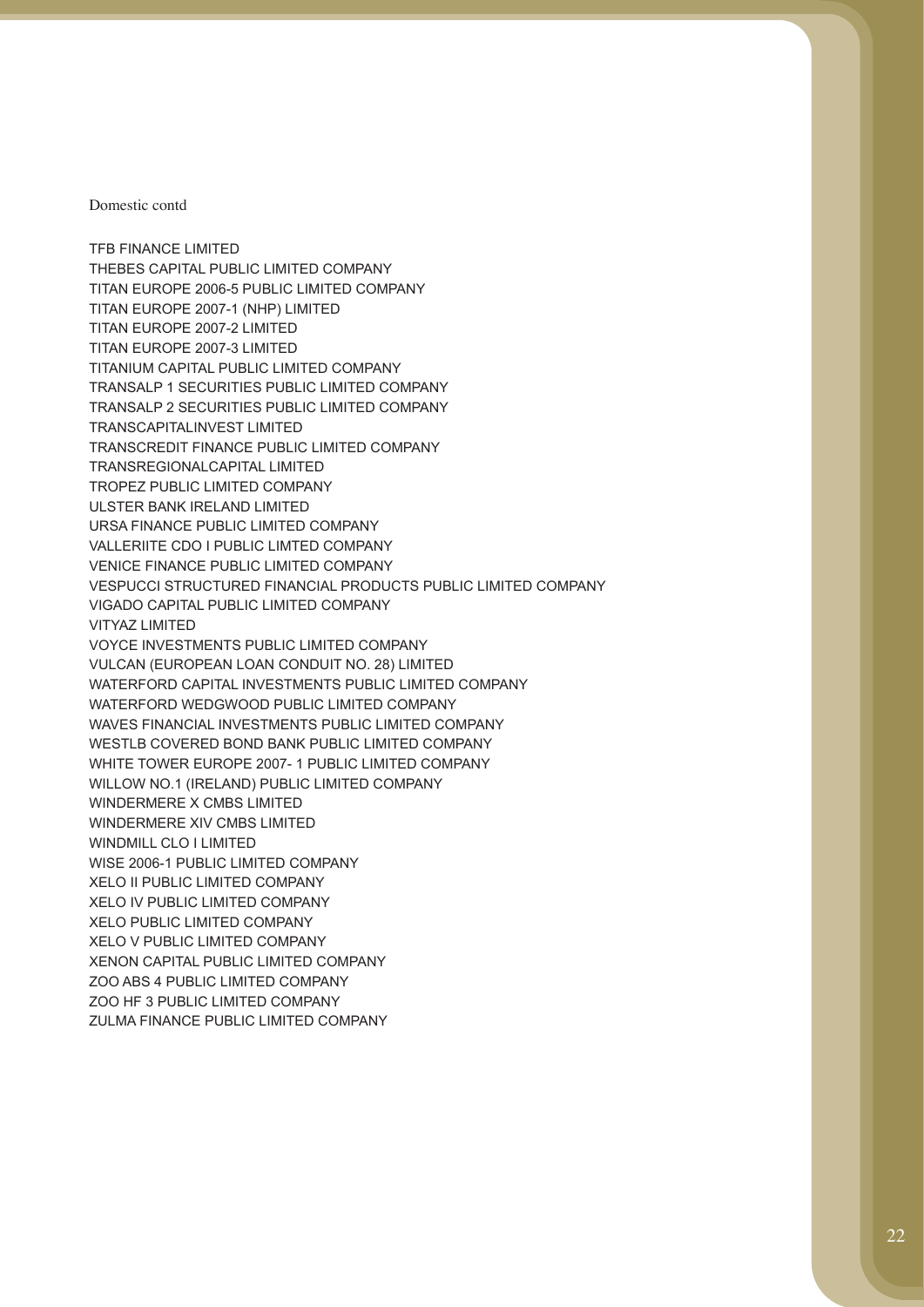Domestic contd

TFB FINANCE LIMITED
THEBES CAPITAL PUBLIC LIMITED COMPANY
TITAN EUROPE 2006-5 PUBLIC LIMITED COMPANY
TITAN EUROPE 2007-1 (NHP) LIMITED
TITAN EUROPE 2007-2 LIMITED
TITAN EUROPE 2007-3 LIMITED
TITANIUM CAPITAL PUBLIC LIMITED COMPANY
TRANSALP 1 SECURITIES PUBLIC LIMITED COMPANY
TRANSALP 2 SECURITIES PUBLIC LIMITED COMPANY
TRANSCAPITALINVEST LIMITED
TRANSCREDIT FINANCE PUBLIC LIMITED COMPANY
TRANSREGIONALCAPITAL LIMITED
TROPEZ PUBLIC LIMITED COMPANY
ULSTER BANK IRELAND LIMITED
URSA FINANCE PUBLIC LIMITED COMPANY
VALLERIITE CDO I PUBLIC LIMTED COMPANY
VENICE FINANCE PUBLIC LIMITED COMPANY
VESPUCCI STRUCTURED FINANCIAL PRODUCTS PUBLIC LIMITED COMPANY
VIGADO CAPITAL PUBLIC LIMITED COMPANY
VITYAZ LIMITED
VOYCE INVESTMENTS PUBLIC LIMITED COMPANY
VULCAN (EUROPEAN LOAN CONDUIT NO. 28) LIMITED
WATERFORD CAPITAL INVESTMENTS PUBLIC LIMITED COMPANY
WATERFORD WEDGWOOD PUBLIC LIMITED COMPANY
WAVES FINANCIAL INVESTMENTS PUBLIC LIMITED COMPANY
WESTLB COVERED BOND BANK PUBLIC LIMITED COMPANY
WHITE TOWER EUROPE 2007- 1 PUBLIC LIMITED COMPANY
WILLOW NO.1 (IRELAND) PUBLIC LIMITED COMPANY
WINDERMERE X CMBS LIMITED
WINDERMERE XIV CMBS LIMITED
WINDMILL CLO I LIMITED
WISE 2006-1 PUBLIC LIMITED COMPANY
XELO II PUBLIC LIMITED COMPANY
XELO IV PUBLIC LIMITED COMPANY
XELO PUBLIC LIMITED COMPANY
XELO V PUBLIC LIMITED COMPANY
XENON CAPITAL PUBLIC LIMITED COMPANY
ZOO ABS 4 PUBLIC LIMITED COMPANY
ZOO HF 3 PUBLIC LIMITED COMPANY
ZULMA FINANCE PUBLIC LIMITED COMPANY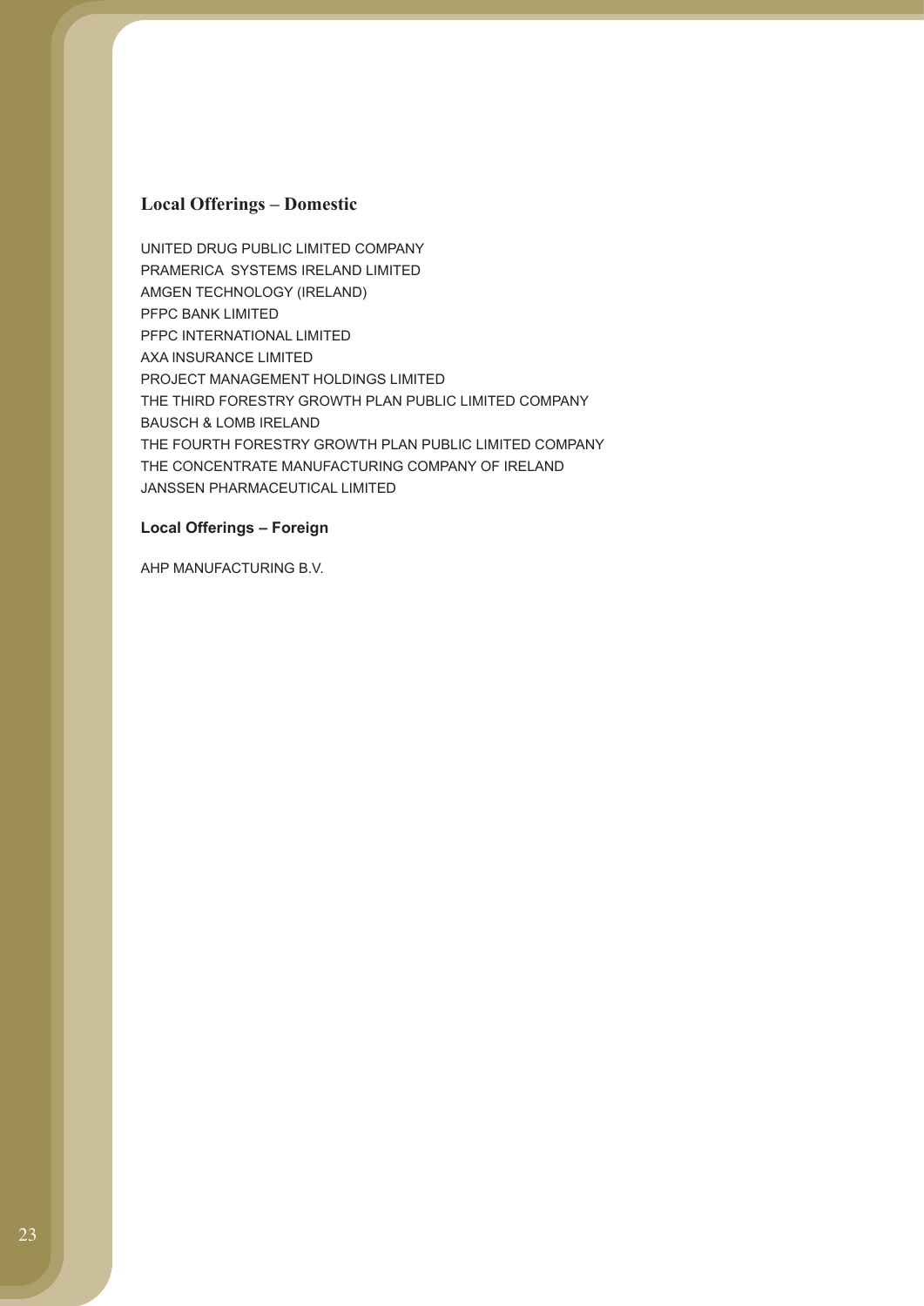## Local Offerings – Domestic

UNITED DRUG PUBLIC LIMITED COMPANY
PRAMERICA SYSTEMS IRELAND LIMITED
AMGEN TECHNOLOGY (IRELAND)
PFPC BANK LIMITED
PFPC INTERNATIONAL LIMITED
AXA INSURANCE LIMITED
PROJECT MANAGEMENT HOLDINGS LIMITED
THE THIRD FORESTRY GROWTH PLAN PUBLIC LIMITED COMPANY
BAUSCH & LOMB IRELAND
THE FOURTH FORESTRY GROWTH PLAN PUBLIC LIMITED COMPANY
THE CONCENTRATE MANUFACTURING COMPANY OF IRELAND
JANSSEN PHARMACEUTICAL LIMITED

### Local Offerings – Foreign

AHP MANUFACTURING B.V.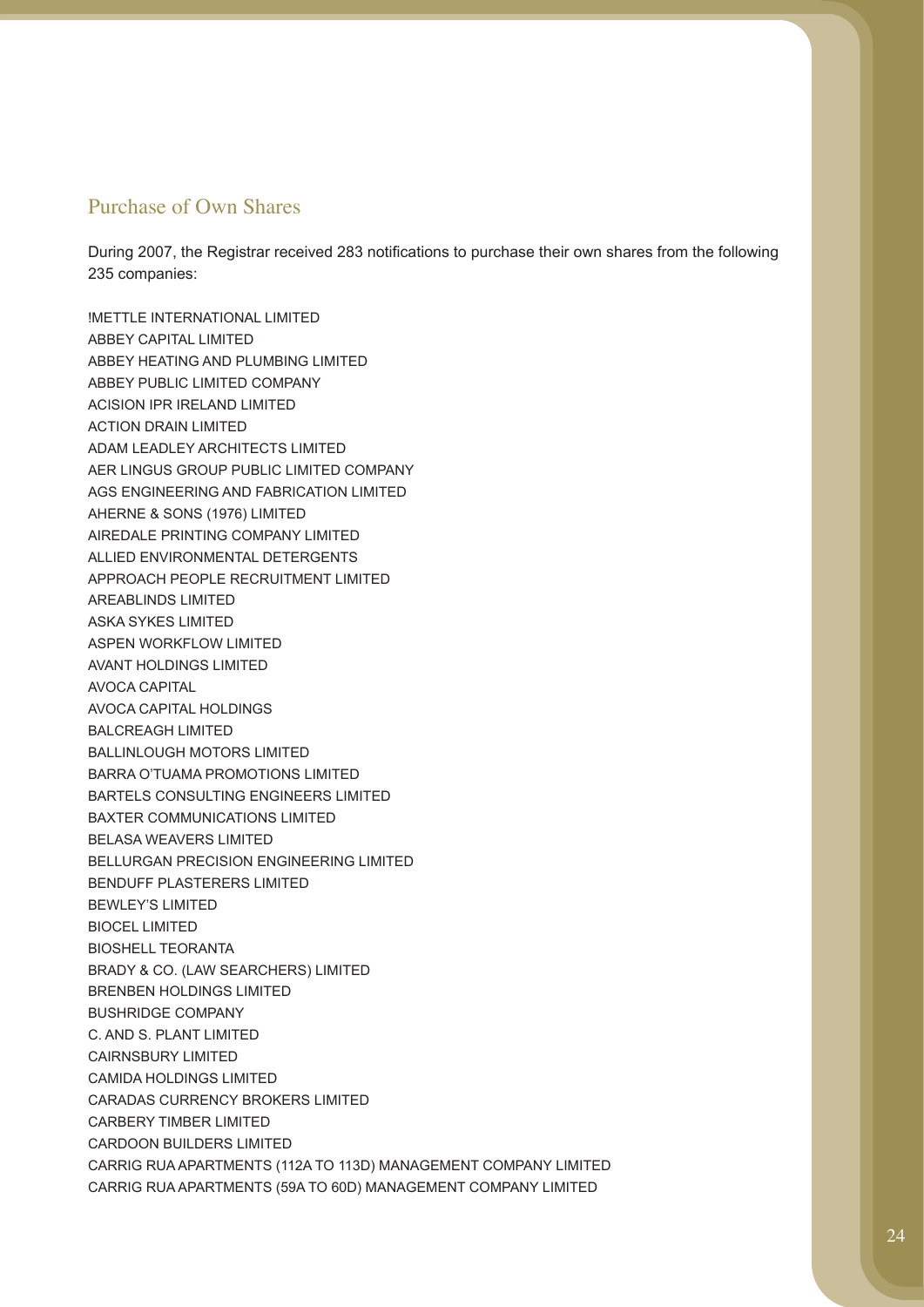## Purchase of Own Shares

During 2007, the Registrar received 283 notifications to purchase their own shares from the following 235 companies:

!METTLE INTERNATIONAL LIMITED
ABBEY CAPITAL LIMITED
ABBEY HEATING AND PLUMBING LIMITED
ABBEY PUBLIC LIMITED COMPANY
ACISION IPR IRELAND LIMITED
ACTION DRAIN LIMITED
ADAM LEADLEY ARCHITECTS LIMITED
AER LINGUS GROUP PUBLIC LIMITED COMPANY
AGS ENGINEERING AND FABRICATION LIMITED
AHERNE & SONS (1976) LIMITED
AIREDALE PRINTING COMPANY LIMITED
ALLIED ENVIRONMENTAL DETERGENTS
APPROACH PEOPLE RECRUITMENT LIMITED
AREABLINDS LIMITED
ASKA SYKES LIMITED
ASPEN WORKFLOW LIMITED
AVANT HOLDINGS LIMITED
AVOCA CAPITAL
AVOCA CAPITAL HOLDINGS
BALCREAGH LIMITED
BALLINLOUGH MOTORS LIMITED
BARRA O'TUAMA PROMOTIONS LIMITED
BARTELS CONSULTING ENGINEERS LIMITED
BAXTER COMMUNICATIONS LIMITED
BELASA WEAVERS LIMITED
BELLURGAN PRECISION ENGINEERING LIMITED
BENDUFF PLASTERERS LIMITED
BEWLEY'S LIMITED
BIOCEL LIMITED
BIOSHELL TEORANTA
BRADY & CO. (LAW SEARCHERS) LIMITED
BRENBEN HOLDINGS LIMITED
BUSHRIDGE COMPANY
C. AND S. PLANT LIMITED
CAIRNSBURY LIMITED
CAMIDA HOLDINGS LIMITED
CARADAS CURRENCY BROKERS LIMITED
CARBERY TIMBER LIMITED
CARDOON BUILDERS LIMITED
CARRIG RUA APARTMENTS (112A TO 113D) MANAGEMENT COMPANY LIMITED
CARRIG RUA APARTMENTS (59A TO 60D) MANAGEMENT COMPANY LIMITED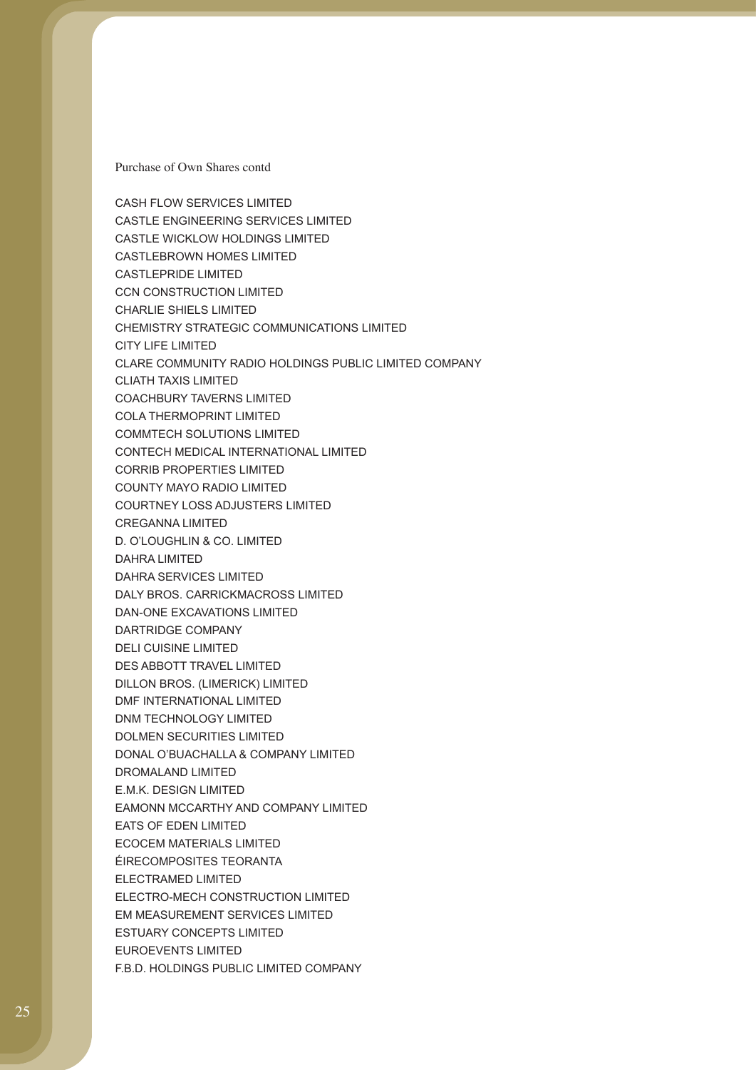Purchase of Own Shares contd

CASH FLOW SERVICES LIMITED
CASTLE ENGINEERING SERVICES LIMITED
CASTLE WICKLOW HOLDINGS LIMITED
CASTLEBROWN HOMES LIMITED
CASTLEPRIDE LIMITED
CCN CONSTRUCTION LIMITED
CHARLIE SHIELS LIMITED
CHEMISTRY STRATEGIC COMMUNICATIONS LIMITED
CITY LIFE LIMITED
CLARE COMMUNITY RADIO HOLDINGS PUBLIC LIMITED COMPANY
CLIATH TAXIS LIMITED
COACHBURY TAVERNS LIMITED
COLA THERMOPRINT LIMITED
COMMTECH SOLUTIONS LIMITED
CONTECH MEDICAL INTERNATIONAL LIMITED
CORRIB PROPERTIES LIMITED
COUNTY MAYO RADIO LIMITED
COURTNEY LOSS ADJUSTERS LIMITED
CREGANNA LIMITED
D. O'LOUGHLIN & CO. LIMITED
DAHRA LIMITED
DAHRA SERVICES LIMITED
DALY BROS. CARRICKMACROSS LIMITED
DAN-ONE EXCAVATIONS LIMITED
DARTRIDGE COMPANY
DELI CUISINE LIMITED
DES ABBOTT TRAVEL LIMITED
DILLON BROS. (LIMERICK) LIMITED
DMF INTERNATIONAL LIMITED
DNM TECHNOLOGY LIMITED
DOLMEN SECURITIES LIMITED
DONAL O'BUACHALLA & COMPANY LIMITED
DROMALAND LIMITED
E.M.K. DESIGN LIMITED
EAMONN MCCARTHY AND COMPANY LIMITED
EATS OF EDEN LIMITED
ECOCEM MATERIALS LIMITED
ÉIRECOMPOSITES TEORANTA
ELECTRAMED LIMITED
ELECTRO-MECH CONSTRUCTION LIMITED
EM MEASUREMENT SERVICES LIMITED
ESTUARY CONCEPTS LIMITED
EUROEVENTS LIMITED
F.B.D. HOLDINGS PUBLIC LIMITED COMPANY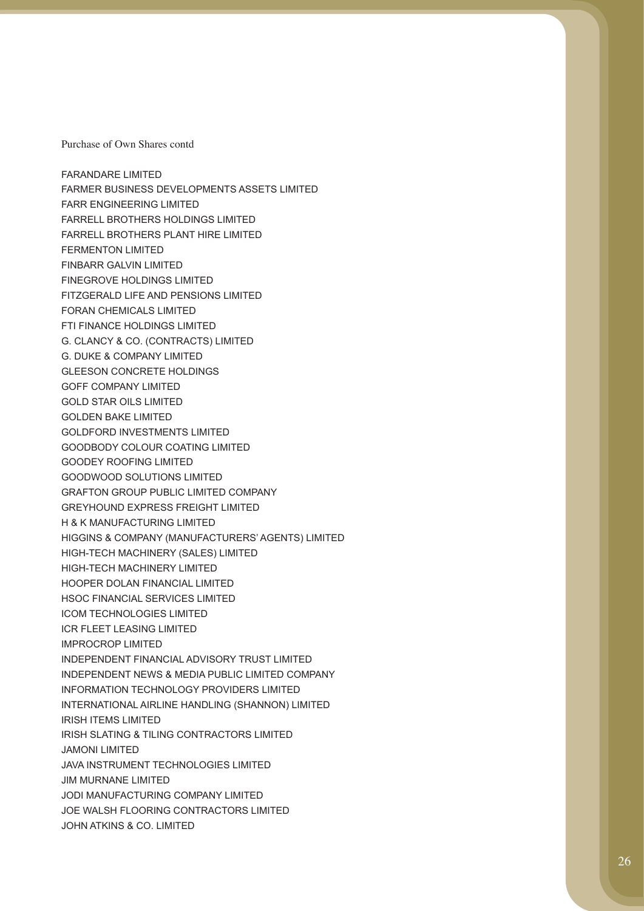Purchase of Own Shares contd

FARANDARE LIMITED
FARMER BUSINESS DEVELOPMENTS ASSETS LIMITED
FARR ENGINEERING LIMITED
FARRELL BROTHERS HOLDINGS LIMITED
FARRELL BROTHERS PLANT HIRE LIMITED
FERMENTON LIMITED
FINBARR GALVIN LIMITED
FINEGROVE HOLDINGS LIMITED
FITZGERALD LIFE AND PENSIONS LIMITED
FORAN CHEMICALS LIMITED
FTI FINANCE HOLDINGS LIMITED
G. CLANCY & CO. (CONTRACTS) LIMITED
G. DUKE & COMPANY LIMITED
GLEESON CONCRETE HOLDINGS
GOFF COMPANY LIMITED
GOLD STAR OILS LIMITED
GOLDEN BAKE LIMITED
GOLDFORD INVESTMENTS LIMITED
GOODBODY COLOUR COATING LIMITED
GOODEY ROOFING LIMITED
GOODWOOD SOLUTIONS LIMITED
GRAFTON GROUP PUBLIC LIMITED COMPANY
GREYHOUND EXPRESS FREIGHT LIMITED
H & K MANUFACTURING LIMITED
HIGGINS & COMPANY (MANUFACTURERS' AGENTS) LIMITED
HIGH-TECH MACHINERY (SALES) LIMITED
HIGH-TECH MACHINERY LIMITED
HOOPER DOLAN FINANCIAL LIMITED
HSOC FINANCIAL SERVICES LIMITED
ICOM TECHNOLOGIES LIMITED
ICR FLEET LEASING LIMITED
IMPROCROP LIMITED
INDEPENDENT FINANCIAL ADVISORY TRUST LIMITED
INDEPENDENT NEWS & MEDIA PUBLIC LIMITED COMPANY
INFORMATION TECHNOLOGY PROVIDERS LIMITED
INTERNATIONAL AIRLINE HANDLING (SHANNON) LIMITED
IRISH ITEMS LIMITED
IRISH SLATING & TILING CONTRACTORS LIMITED
JAMONI LIMITED
JAVA INSTRUMENT TECHNOLOGIES LIMITED
JIM MURNANE LIMITED
JODI MANUFACTURING COMPANY LIMITED
JOE WALSH FLOORING CONTRACTORS LIMITED
JOHN ATKINS & CO. LIMITED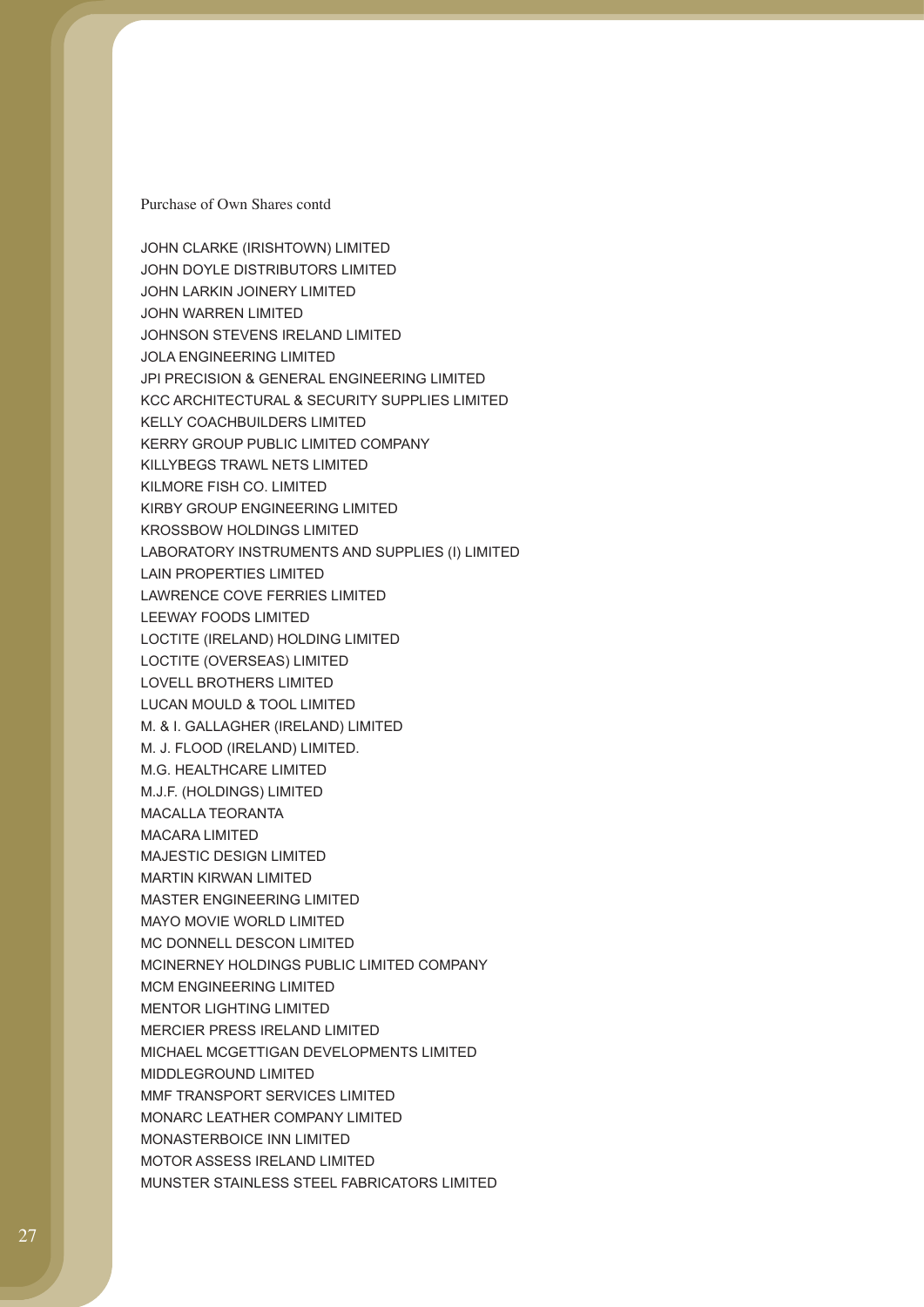Purchase of Own Shares contd

JOHN CLARKE (IRISHTOWN) LIMITED
JOHN DOYLE DISTRIBUTORS LIMITED
JOHN LARKIN JOINERY LIMITED
JOHN WARREN LIMITED
JOHNSON STEVENS IRELAND LIMITED
JOLA ENGINEERING LIMITED
JPI PRECISION & GENERAL ENGINEERING LIMITED
KCC ARCHITECTURAL & SECURITY SUPPLIES LIMITED
KELLY COACHBUILDERS LIMITED
KERRY GROUP PUBLIC LIMITED COMPANY
KILLYBEGS TRAWL NETS LIMITED
KILMORE FISH CO. LIMITED
KIRBY GROUP ENGINEERING LIMITED
KROSSBOW HOLDINGS LIMITED
LABORATORY INSTRUMENTS AND SUPPLIES (I) LIMITED
LAIN PROPERTIES LIMITED
LAWRENCE COVE FERRIES LIMITED
LEEWAY FOODS LIMITED
LOCTITE (IRELAND) HOLDING LIMITED
LOCTITE (OVERSEAS) LIMITED
LOVELL BROTHERS LIMITED
LUCAN MOULD & TOOL LIMITED
M. & I. GALLAGHER (IRELAND) LIMITED
M. J. FLOOD (IRELAND) LIMITED.
M.G. HEALTHCARE LIMITED
M.J.F. (HOLDINGS) LIMITED
MACALLA TEORANTA
MACARA LIMITED
MAJESTIC DESIGN LIMITED
MARTIN KIRWAN LIMITED
MASTER ENGINEERING LIMITED
MAYO MOVIE WORLD LIMITED
MC DONNELL DESCON LIMITED
MCINERNEY HOLDINGS PUBLIC LIMITED COMPANY
MCM ENGINEERING LIMITED
MENTOR LIGHTING LIMITED
MERCIER PRESS IRELAND LIMITED
MICHAEL MCGETTIGAN DEVELOPMENTS LIMITED
MIDDLEGROUND LIMITED
MMF TRANSPORT SERVICES LIMITED
MONARC LEATHER COMPANY LIMITED
MONASTERBOICE INN LIMITED
MOTOR ASSESS IRELAND LIMITED
MUNSTER STAINLESS STEEL FABRICATORS LIMITED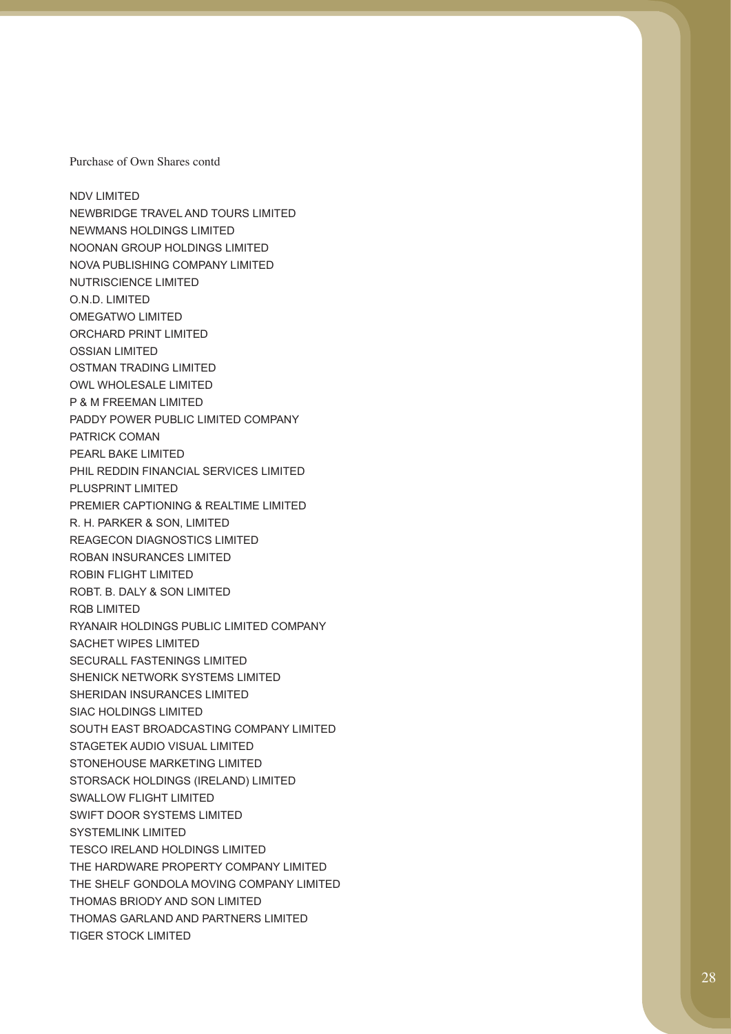Purchase of Own Shares contd

NDV LIMITED
NEWBRIDGE TRAVEL AND TOURS LIMITED
NEWMANS HOLDINGS LIMITED
NOONAN GROUP HOLDINGS LIMITED
NOVA PUBLISHING COMPANY LIMITED
NUTRISCIENCE LIMITED
O.N.D. LIMITED
OMEGATWO LIMITED
ORCHARD PRINT LIMITED
OSSIAN LIMITED
OSTMAN TRADING LIMITED
OWL WHOLESALE LIMITED
P & M FREEMAN LIMITED
PADDY POWER PUBLIC LIMITED COMPANY
PATRICK COMAN
PEARL BAKE LIMITED
PHIL REDDIN FINANCIAL SERVICES LIMITED
PLUSPRINT LIMITED
PREMIER CAPTIONING & REALTIME LIMITED
R. H. PARKER & SON, LIMITED
REAGECON DIAGNOSTICS LIMITED
ROBAN INSURANCES LIMITED
ROBIN FLIGHT LIMITED
ROBT. B. DALY & SON LIMITED
RQB LIMITED
RYANAIR HOLDINGS PUBLIC LIMITED COMPANY
SACHET WIPES LIMITED
SECURALL FASTENINGS LIMITED
SHENICK NETWORK SYSTEMS LIMITED
SHERIDAN INSURANCES LIMITED
SIAC HOLDINGS LIMITED
SOUTH EAST BROADCASTING COMPANY LIMITED
STAGETEK AUDIO VISUAL LIMITED
STONEHOUSE MARKETING LIMITED
STORSACK HOLDINGS (IRELAND) LIMITED
SWALLOW FLIGHT LIMITED
SWIFT DOOR SYSTEMS LIMITED
SYSTEMLINK LIMITED
TESCO IRELAND HOLDINGS LIMITED
THE HARDWARE PROPERTY COMPANY LIMITED
THE SHELF GONDOLA MOVING COMPANY LIMITED
THOMAS BRIODY AND SON LIMITED
THOMAS GARLAND AND PARTNERS LIMITED
TIGER STOCK LIMITED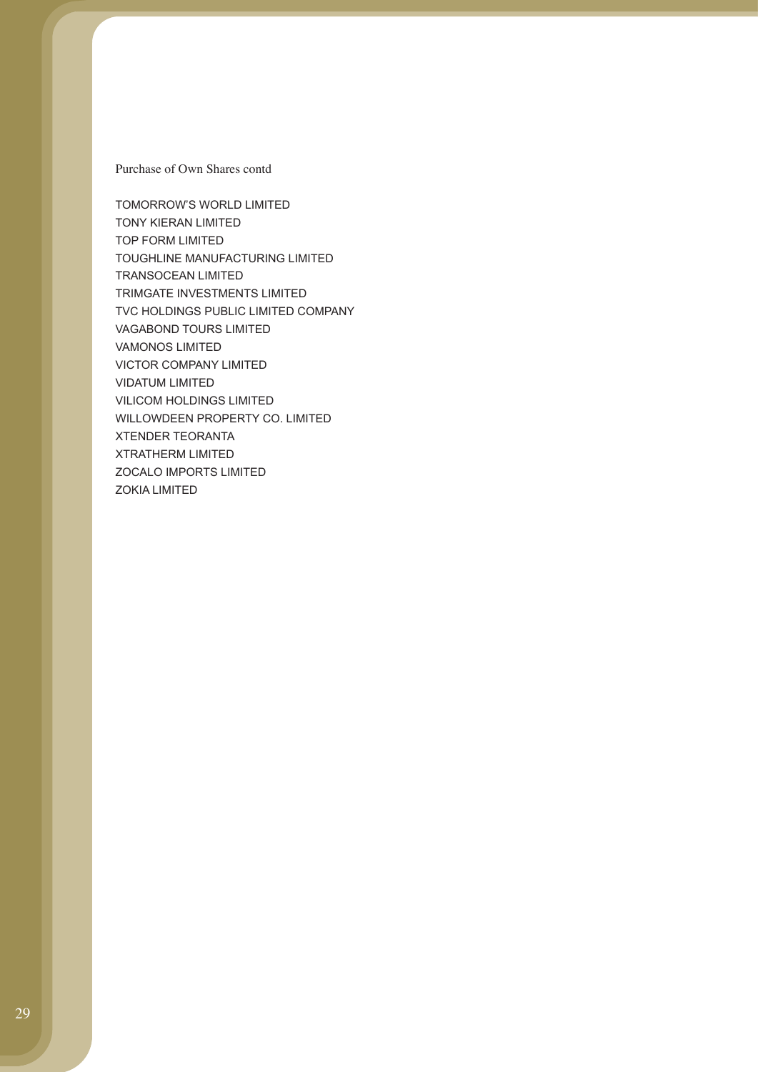Purchase of Own Shares contd

TOMORROW'S WORLD LIMITED
TONY KIERAN LIMITED
TOP FORM LIMITED
TOUGHLINE MANUFACTURING LIMITED
TRANSOCEAN LIMITED
TRIMGATE INVESTMENTS LIMITED
TVC HOLDINGS PUBLIC LIMITED COMPANY
VAGABOND TOURS LIMITED
VAMONOS LIMITED
VICTOR COMPANY LIMITED
VIDATUM LIMITED
VILICOM HOLDINGS LIMITED
WILLOWDEEN PROPERTY CO. LIMITED
XTENDER TEORANTA
XTRATHERM LIMITED
ZOCALO IMPORTS LIMITED
ZOKIA LIMITED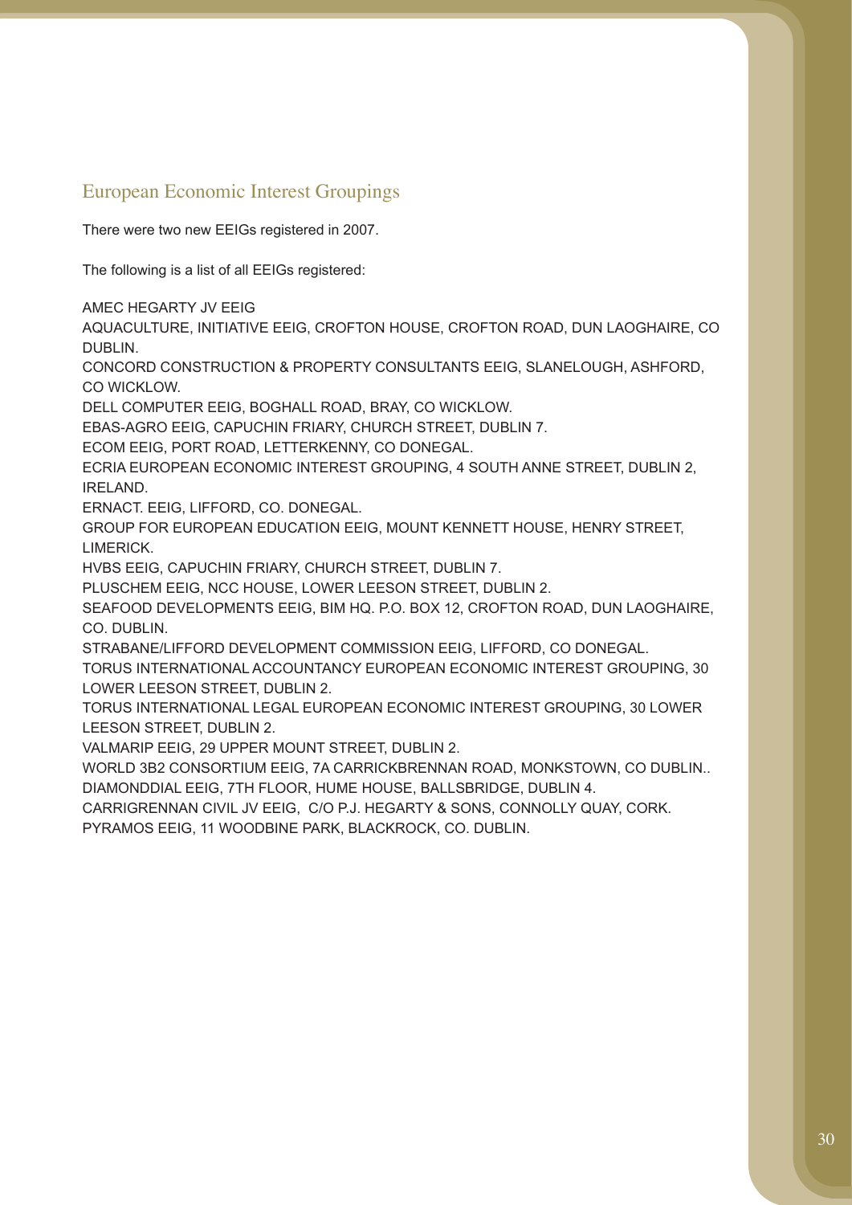## European Economic Interest Groupings

There were two new EEIGs registered in 2007.

The following is a list of all EEIGs registered:

AMEC HEGARTY JV EEIG

AQUACULTURE, INITIATIVE EEIG, CROFTON HOUSE, CROFTON ROAD, DUN LAOGHAIRE, CO DUBLIN.

CONCORD CONSTRUCTION & PROPERTY CONSULTANTS EEIG, SLANELOUGH, ASHFORD, CO WICKLOW.

DELL COMPUTER EEIG, BOGHALL ROAD, BRAY, CO WICKLOW.

EBAS-AGRO EEIG, CAPUCHIN FRIARY, CHURCH STREET, DUBLIN 7.

ECOM EEIG, PORT ROAD, LETTERKENNY, CO DONEGAL.

ECRIA EUROPEAN ECONOMIC INTEREST GROUPING, 4 SOUTH ANNE STREET, DUBLIN 2, IRELAND.

ERNACT. EEIG, LIFFORD, CO. DONEGAL.

GROUP FOR EUROPEAN EDUCATION EEIG, MOUNT KENNETT HOUSE, HENRY STREET, LIMERICK.

HVBS EEIG, CAPUCHIN FRIARY, CHURCH STREET, DUBLIN 7.

PLUSCHEM EEIG, NCC HOUSE, LOWER LEESON STREET, DUBLIN 2.

SEAFOOD DEVELOPMENTS EEIG, BIM HQ. P.O. BOX 12, CROFTON ROAD, DUN LAOGHAIRE, CO. DUBLIN.

STRABANE/LIFFORD DEVELOPMENT COMMISSION EEIG, LIFFORD, CO DONEGAL.

TORUS INTERNATIONAL ACCOUNTANCY EUROPEAN ECONOMIC INTEREST GROUPING, 30 LOWER LEESON STREET, DUBLIN 2.

TORUS INTERNATIONAL LEGAL EUROPEAN ECONOMIC INTEREST GROUPING, 30 LOWER LEESON STREET, DUBLIN 2.

VALMARIP EEIG, 29 UPPER MOUNT STREET, DUBLIN 2.

WORLD 3B2 CONSORTIUM EEIG, 7A CARRICKBRENNAN ROAD, MONKSTOWN, CO DUBLIN..

DIAMONDDIAL EEIG, 7TH FLOOR, HUME HOUSE, BALLSBRIDGE, DUBLIN 4.

CARRIGRENNAN CIVIL JV EEIG, C/O P.J. HEGARTY & SONS, CONNOLLY QUAY, CORK.

PYRAMOS EEIG, 11 WOODBINE PARK, BLACKROCK, CO. DUBLIN.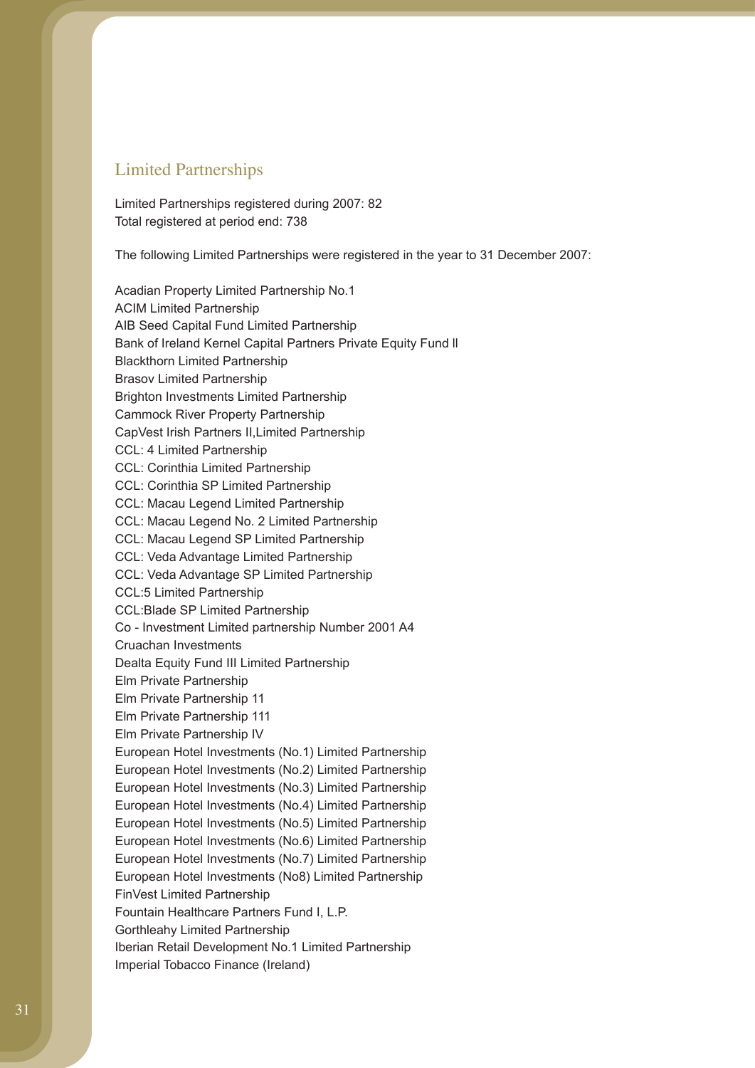## Limited Partnerships

Limited Partnerships registered during 2007: 82
Total registered at period end: 738

The following Limited Partnerships were registered in the year to 31 December 2007:

Acadian Property Limited Partnership No.1
ACIM Limited Partnership
AIB Seed Capital Fund Limited Partnership
Bank of Ireland Kernel Capital Partners Private Equity Fund ll
Blackthorn Limited Partnership
Brasov Limited Partnership
Brighton Investments Limited Partnership
Cammock River Property Partnership
CapVest Irish Partners II,Limited Partnership
CCL: 4 Limited Partnership
CCL: Corinthia Limited Partnership
CCL: Corinthia SP Limited Partnership
CCL: Macau Legend Limited Partnership
CCL: Macau Legend No. 2 Limited Partnership
CCL: Macau Legend SP Limited Partnership
CCL: Veda Advantage Limited Partnership
CCL: Veda Advantage SP Limited Partnership
CCL:5 Limited Partnership
CCL:Blade SP Limited Partnership
Co - Investment Limited partnership Number 2001 A4
Cruachan Investments
Dealta Equity Fund III Limited Partnership
Elm Private Partnership
Elm Private Partnership 11
Elm Private Partnership 111
Elm Private Partnership IV
European Hotel Investments (No.1) Limited Partnership
European Hotel Investments (No.2) Limited Partnership
European Hotel Investments (No.3) Limited Partnership
European Hotel Investments (No.4) Limited Partnership
European Hotel Investments (No.5) Limited Partnership
European Hotel Investments (No.6) Limited Partnership
European Hotel Investments (No.7) Limited Partnership
European Hotel Investments (No8) Limited Partnership
FinVest Limited Partnership
Fountain Healthcare Partners Fund I, L.P.
Gorthleahy Limited Partnership
Iberian Retail Development No.1 Limited Partnership
Imperial Tobacco Finance (Ireland)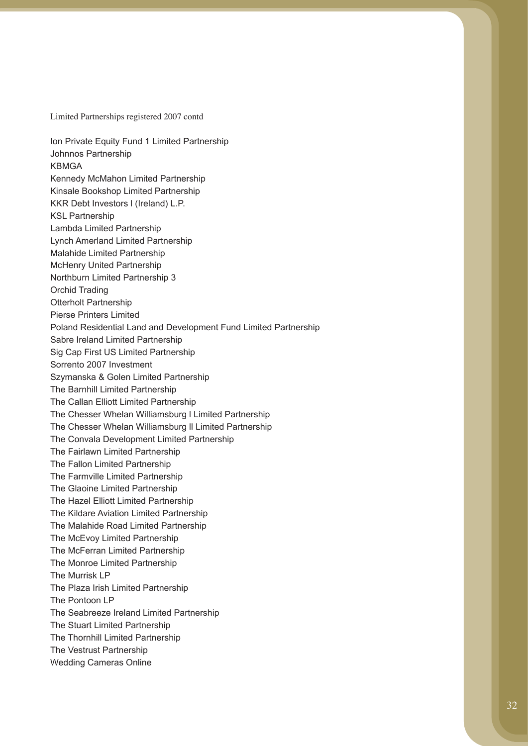Limited Partnerships registered 2007 contd

Ion Private Equity Fund 1 Limited Partnership
Johnnos Partnership
KBMGA
Kennedy McMahon Limited Partnership
Kinsale Bookshop Limited Partnership
KKR Debt Investors I (Ireland) L.P.
KSL Partnership
Lambda Limited Partnership
Lynch Amerland Limited Partnership
Malahide Limited Partnership
McHenry United Partnership
Northburn Limited Partnership 3
Orchid Trading
Otterholt Partnership
Pierse Printers Limited
Poland Residential Land and Development Fund Limited Partnership
Sabre Ireland Limited Partnership
Sig Cap First US Limited Partnership
Sorrento 2007 Investment
Szymanska & Golen Limited Partnership
The Barnhill Limited Partnership
The Callan Elliott Limited Partnership
The Chesser Whelan Williamsburg I Limited Partnership
The Chesser Whelan Williamsburg II Limited Partnership
The Convala Development Limited Partnership
The Fairlawn Limited Partnership
The Fallon Limited Partnership
The Farmville Limited Partnership
The Glaoine Limited Partnership
The Hazel Elliott Limited Partnership
The Kildare Aviation Limited Partnership
The Malahide Road Limited Partnership
The McEvoy Limited Partnership
The McFerran Limited Partnership
The Monroe Limited Partnership
The Murrisk LP
The Plaza Irish Limited Partnership
The Pontoon LP
The Seabreeze Ireland Limited Partnership
The Stuart Limited Partnership
The Thornhill Limited Partnership
The Vestrust Partnership
Wedding Cameras Online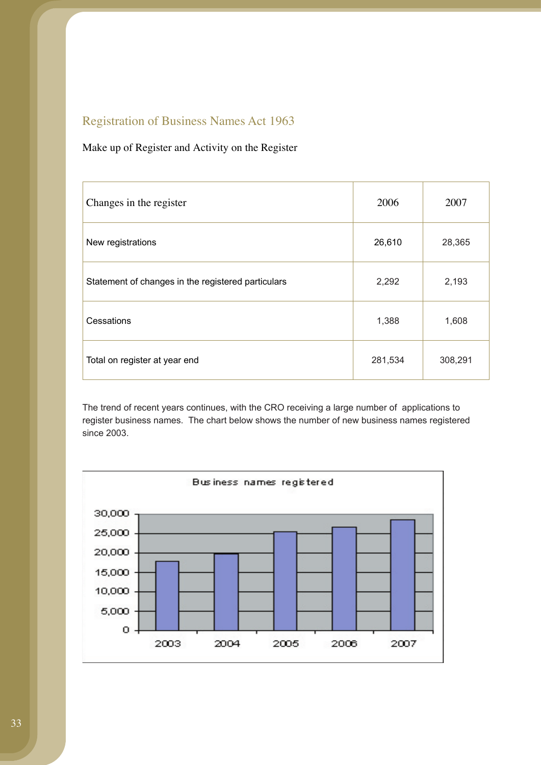## Registration of Business Names Act 1963

Make up of Register and Activity on the Register

| Changes in the register | 2006 | 2007 |
|---|---|---|
| New registrations | 26,610 | 28,365 |
| Statement of changes in the registered particulars | 2,292 | 2,193 |
| Cessations | 1,388 | 1,608 |
| Total on register at year end | 281,534 | 308,291 |

The trend of recent years continues, with the CRO receiving a large number of applications to register business names. The chart below shows the number of new business names registered since 2003.

Business names registered

| Year | Business names registered (approx.) |
|---|---|
| 2003 | ~18,000 |
| 2004 | ~20,000 |
| 2005 | ~25,500 |
| 2006 | 26,610 |
| 2007 | 28,365 |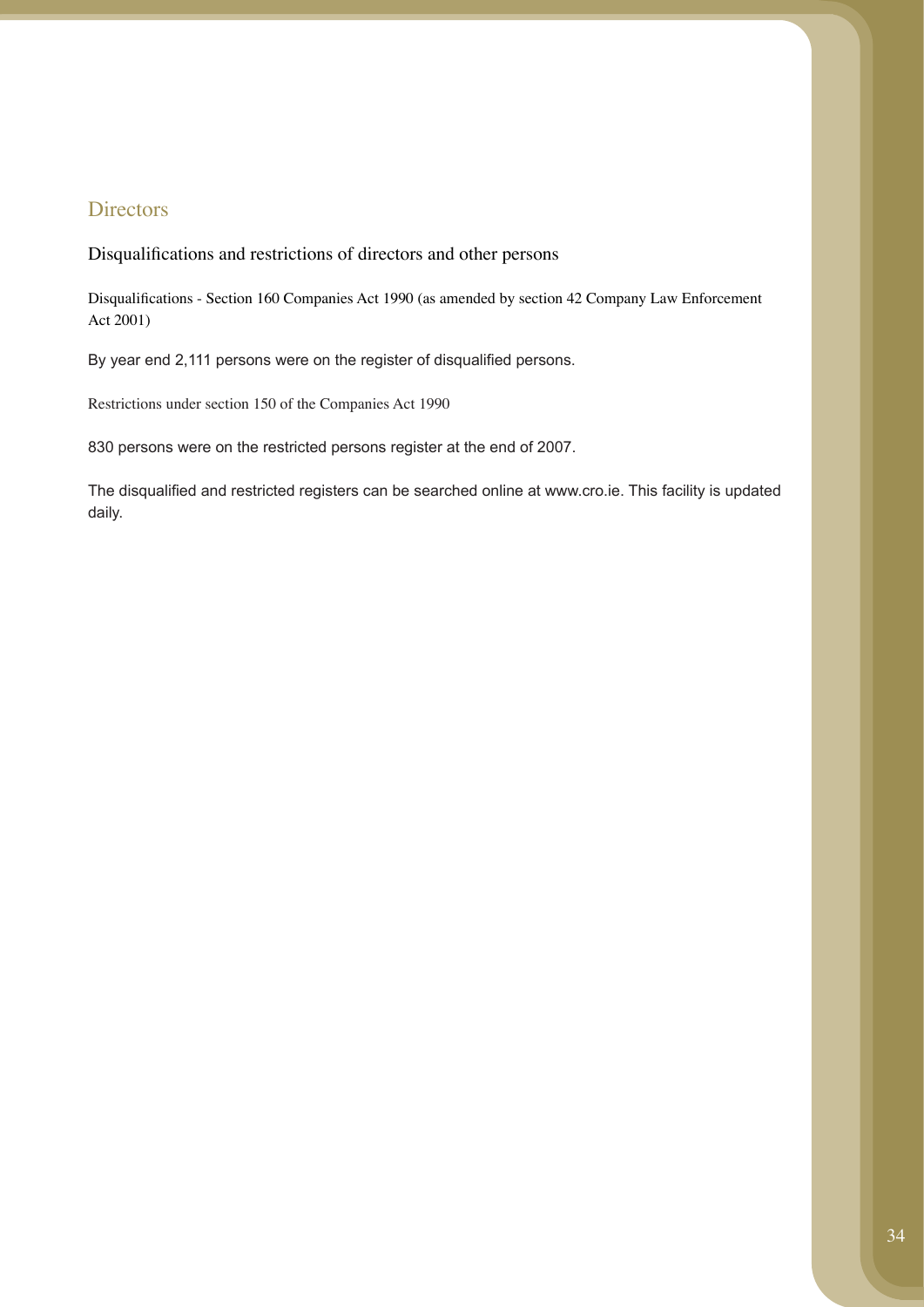# Directors

## Disqualifications and restrictions of directors and other persons

### Disqualifications - Section 160 Companies Act 1990 (as amended by section 42 Company Law Enforcement Act 2001)

By year end 2,111 persons were on the register of disqualified persons.

### Restrictions under section 150 of the Companies Act 1990

830 persons were on the restricted persons register at the end of 2007.

The disqualified and restricted registers can be searched online at www.cro.ie. This facility is updated daily.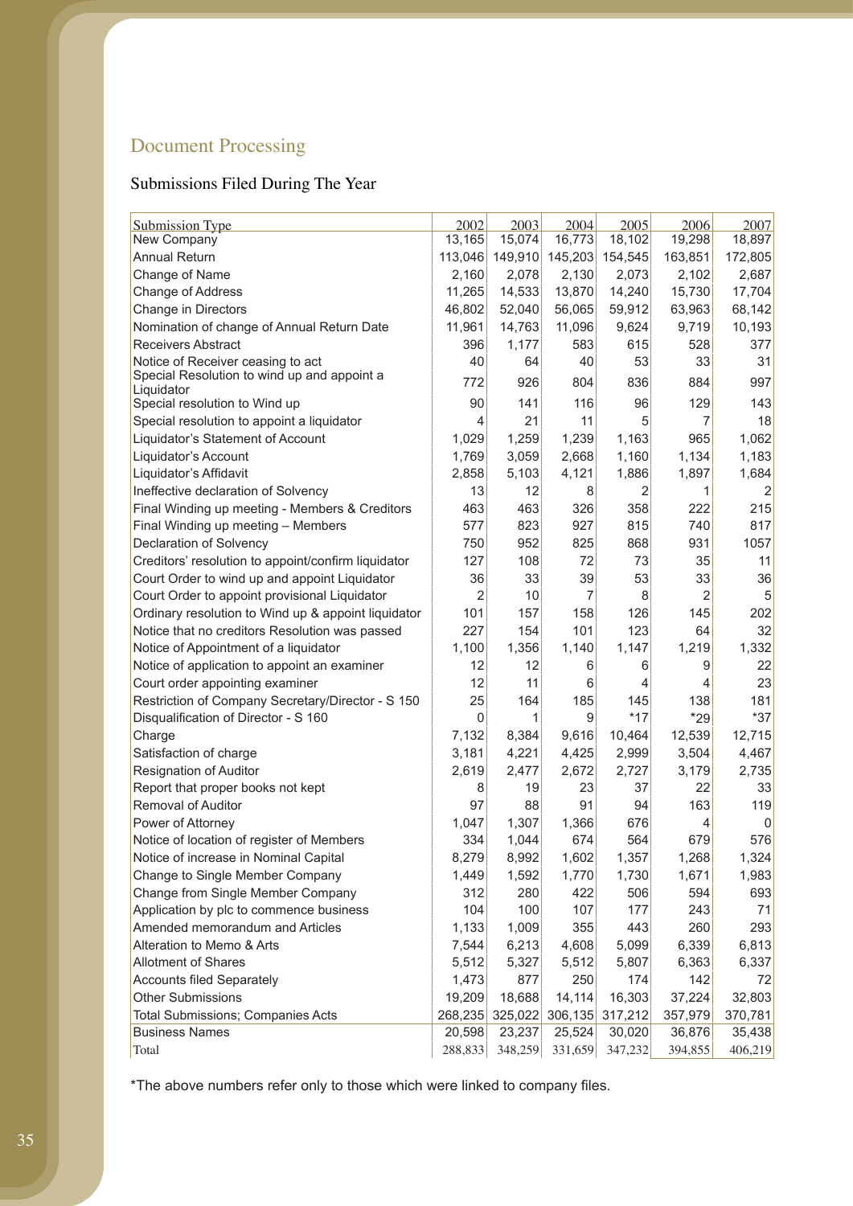## Document Processing

### Submissions Filed During The Year

| Submission Type | 2002 | 2003 | 2004 | 2005 | 2006 | 2007 |
|---|---|---|---|---|---|---|
| New Company | 13,165 | 15,074 | 16,773 | 18,102 | 19,298 | 18,897 |
| Annual Return | 113,046 | 149,910 | 145,203 | 154,545 | 163,851 | 172,805 |
| Change of Name | 2,160 | 2,078 | 2,130 | 2,073 | 2,102 | 2,687 |
| Change of Address | 11,265 | 14,533 | 13,870 | 14,240 | 15,730 | 17,704 |
| Change in Directors | 46,802 | 52,040 | 56,065 | 59,912 | 63,963 | 68,142 |
| Nomination of change of Annual Return Date | 11,961 | 14,763 | 11,096 | 9,624 | 9,719 | 10,193 |
| Receivers Abstract | 396 | 1,177 | 583 | 615 | 528 | 377 |
| Notice of Receiver ceasing to act | 40 | 64 | 40 | 53 | 33 | 31 |
| Special Resolution to wind up and appoint a Liquidator | 772 | 926 | 804 | 836 | 884 | 997 |
| Special resolution to wind up | 90 | 141 | 116 | 96 | 129 | 143 |
| Special resolution to appoint a liquidator | 4 | 21 | 11 | 5 | 7 | 18 |
| Liquidator's Statement of Account | 1,029 | 1,259 | 1,239 | 1,163 | 965 | 1,062 |
| Liquidator's Account | 1,769 | 3,059 | 2,668 | 1,160 | 1,134 | 1,183 |
| Liquidator's Affidavit | 2,858 | 5,103 | 4,121 | 1,886 | 1,897 | 1,684 |
| Ineffective declaration of Solvency | 13 | 12 | 8 | 2 | 1 | 2 |
| Final Winding up meeting - Members & Creditors | 463 | 463 | 326 | 358 | 222 | 215 |
| Final Winding up meeting – Members | 577 | 823 | 927 | 815 | 740 | 817 |
| Declaration of Solvency | 750 | 952 | 825 | 868 | 931 | 1057 |
| Creditors' resolution to appoint/confirm liquidator | 127 | 108 | 72 | 73 | 35 | 11 |
| Court Order to wind up and appoint Liquidator | 36 | 33 | 39 | 53 | 33 | 36 |
| Court Order to appoint provisional Liquidator | 2 | 10 | 7 | 8 | 2 | 5 |
| Ordinary resolution to Wind up & appoint liquidator | 101 | 157 | 158 | 126 | 145 | 202 |
| Notice that no creditors Resolution was passed | 227 | 154 | 101 | 123 | 64 | 32 |
| Notice of Appointment of a liquidator | 1,100 | 1,356 | 1,140 | 1,147 | 1,219 | 1,332 |
| Notice of application to appoint an examiner | 12 | 12 | 6 | 6 | 9 | 22 |
| Court order appointing examiner | 12 | 11 | 6 | 4 | 4 | 23 |
| Restriction of Company Secretary/Director - S 150 | 25 | 164 | 185 | 145 | 138 | 181 |
| Disqualification of Director - S 160 | 0 | 1 | 9 | *17 | *29 | *37 |
| Charge | 7,132 | 8,384 | 9,616 | 10,464 | 12,539 | 12,715 |
| Satisfaction of charge | 3,181 | 4,221 | 4,425 | 2,999 | 3,504 | 4,467 |
| Resignation of Auditor | 2,619 | 2,477 | 2,672 | 2,727 | 3,179 | 2,735 |
| Report that proper books not kept | 8 | 19 | 23 | 37 | 22 | 33 |
| Removal of Auditor | 97 | 88 | 91 | 94 | 163 | 119 |
| Power of Attorney | 1,047 | 1,307 | 1,366 | 676 | 4 | 0 |
| Notice of location of register of Members | 334 | 1,044 | 674 | 564 | 679 | 576 |
| Notice of increase in Nominal Capital | 8,279 | 8,992 | 1,602 | 1,357 | 1,268 | 1,324 |
| Change to Single Member Company | 1,449 | 1,592 | 1,770 | 1,730 | 1,671 | 1,983 |
| Change from Single Member Company | 312 | 280 | 422 | 506 | 594 | 693 |
| Application by plc to commence business | 104 | 100 | 107 | 177 | 243 | 71 |
| Amended memorandum and Articles | 1,133 | 1,009 | 355 | 443 | 260 | 293 |
| Alteration to Memo & Arts | 7,544 | 6,213 | 4,608 | 5,099 | 6,339 | 6,813 |
| Allotment of Shares | 5,512 | 5,327 | 5,512 | 5,807 | 6,363 | 6,337 |
| Accounts filed Separately | 1,473 | 877 | 250 | 174 | 142 | 72 |
| Other Submissions | 19,209 | 18,688 | 14,114 | 16,303 | 37,224 | 32,803 |
| Total Submissions; Companies Acts | 268,235 | 325,022 | 306,135 | 317,212 | 357,979 | 370,781 |
| Business Names | 20,598 | 23,237 | 25,524 | 30,020 | 36,876 | 35,438 |
| Total | 288,833 | 348,259 | 331,659 | 347,232 | 394,855 | 406,219 |

*The above numbers refer only to those which were linked to company files.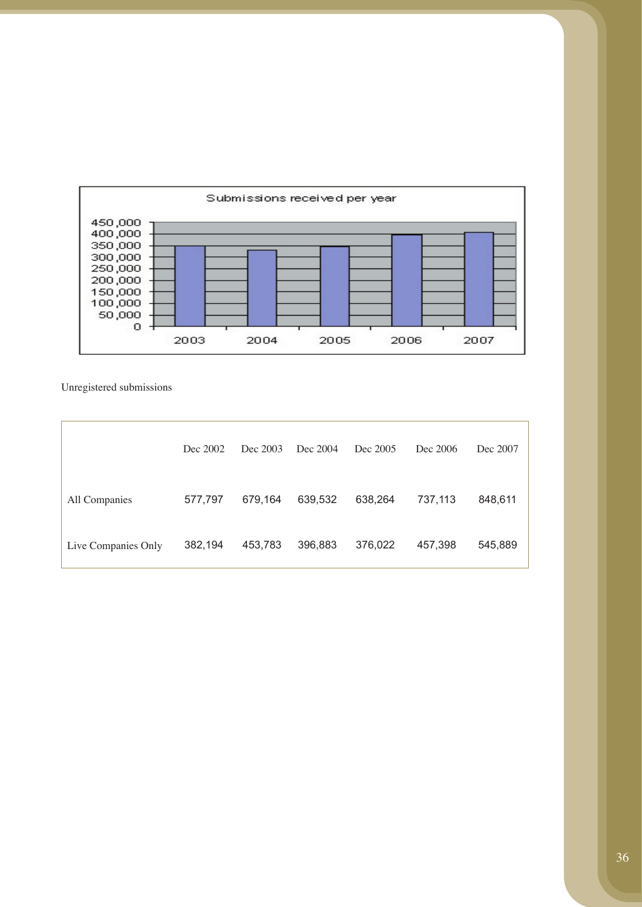Submissions received per year

Unregistered submissions

| | Dec 2002 | Dec 2003 | Dec 2004 | Dec 2005 | Dec 2006 | Dec 2007 |
|---|---|---|---|---|---|---|
| All Companies | 577,797 | 679,164 | 639,532 | 638,264 | 737,113 | 848,611 |
| Live Companies Only | 382,194 | 453,783 | 396,883 | 376,022 | 457,398 | 545,889 |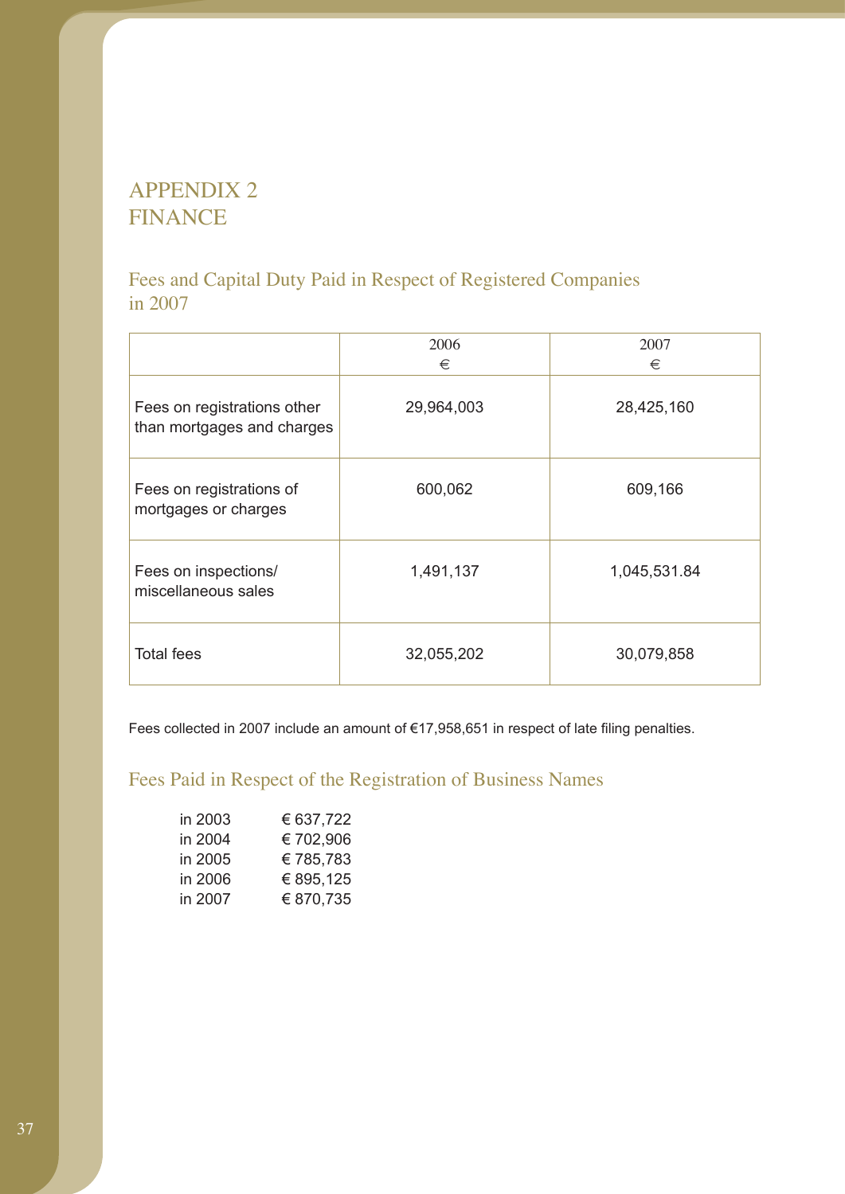# APPENDIX 2
# FINANCE

## Fees and Capital Duty Paid in Respect of Registered Companies in 2007

| | 2006<br>€ | 2007<br>€ |
|---|---|---|
| Fees on registrations other than mortgages and charges | 29,964,003 | 28,425,160 |
| Fees on registrations of mortgages or charges | 600,062 | 609,166 |
| Fees on inspections/ miscellaneous sales | 1,491,137 | 1,045,531.84 |
| Total fees | 32,055,202 | 30,079,858 |

Fees collected in 2007 include an amount of €17,958,651 in respect of late filing penalties.

## Fees Paid in Respect of the Registration of Business Names

| | |
|---|---|
| in 2003 | € 637,722 |
| in 2004 | € 702,906 |
| in 2005 | € 785,783 |
| in 2006 | € 895,125 |
| in 2007 | € 870,735 |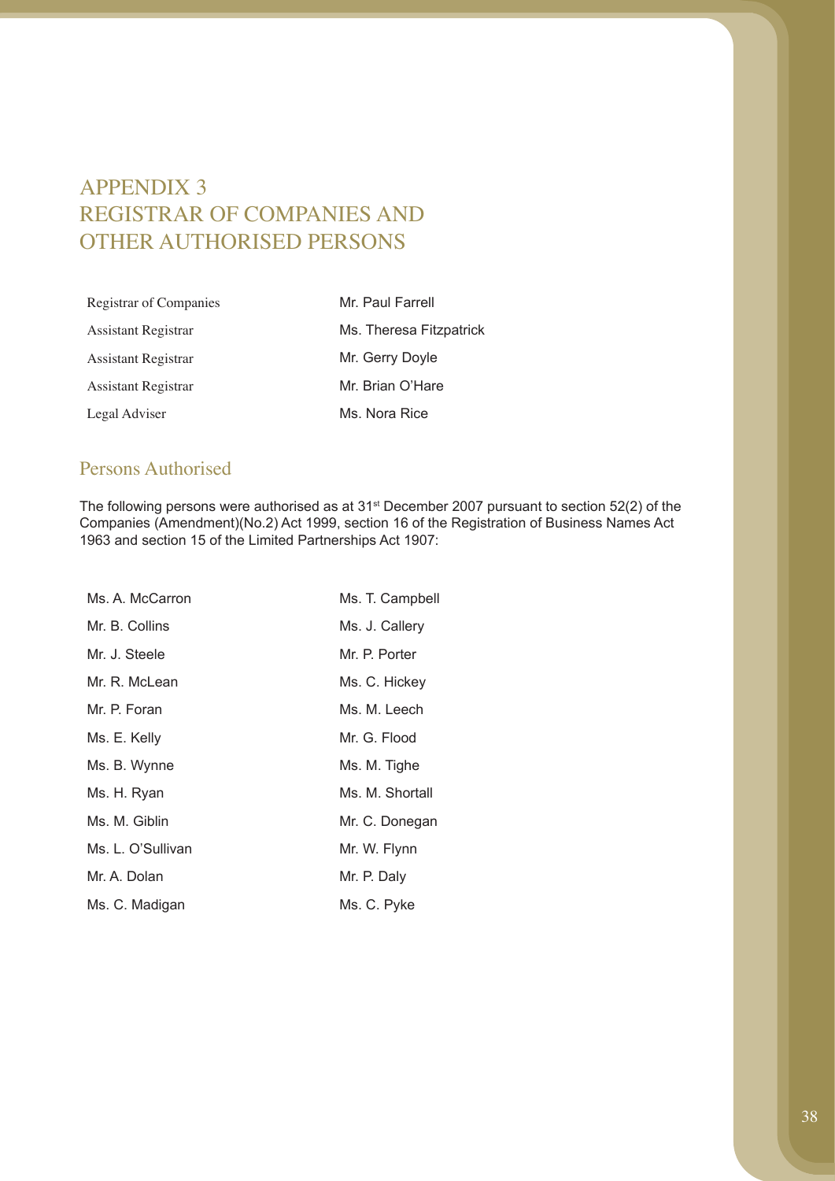# APPENDIX 3
# REGISTRAR OF COMPANIES AND OTHER AUTHORISED PERSONS

| | |
|---|---|
| Registrar of Companies | Mr. Paul Farrell |
| Assistant Registrar | Ms. Theresa Fitzpatrick |
| Assistant Registrar | Mr. Gerry Doyle |
| Assistant Registrar | Mr. Brian O'Hare |
| Legal Adviser | Ms. Nora Rice |

## Persons Authorised

The following persons were authorised as at 31st December 2007 pursuant to section 52(2) of the Companies (Amendment)(No.2) Act 1999, section 16 of the Registration of Business Names Act 1963 and section 15 of the Limited Partnerships Act 1907:

| | |
|---|---|
| Ms. A. McCarron | Ms. T. Campbell |
| Mr. B. Collins | Ms. J. Callery |
| Mr. J. Steele | Mr. P. Porter |
| Mr. R. McLean | Ms. C. Hickey |
| Mr. P. Foran | Ms. M. Leech |
| Ms. E. Kelly | Mr. G. Flood |
| Ms. B. Wynne | Ms. M. Tighe |
| Ms. H. Ryan | Ms. M. Shortall |
| Ms. M. Giblin | Mr. C. Donegan |
| Ms. L. O'Sullivan | Mr. W. Flynn |
| Mr. A. Dolan | Mr. P. Daly |
| Ms. C. Madigan | Ms. C. Pyke |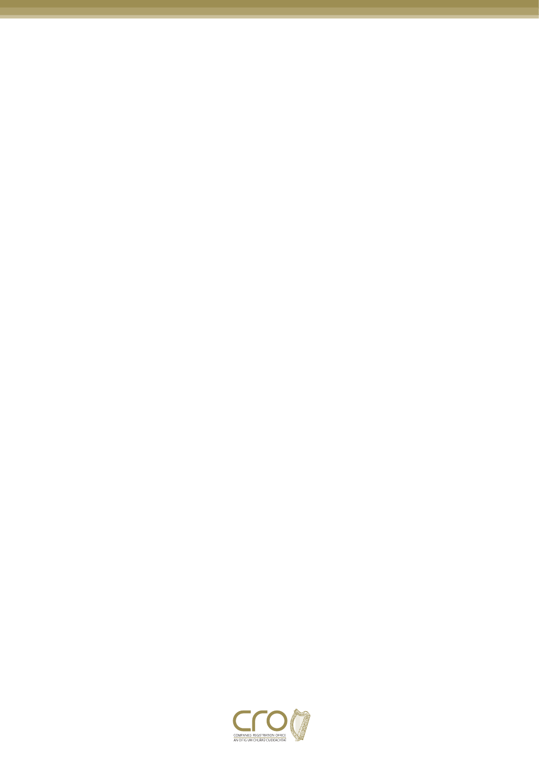cro

COMPANIES REGISTRATION OFFICE
AN OIFIG UM CHLÁRÚ CUIDEACHTAÍ